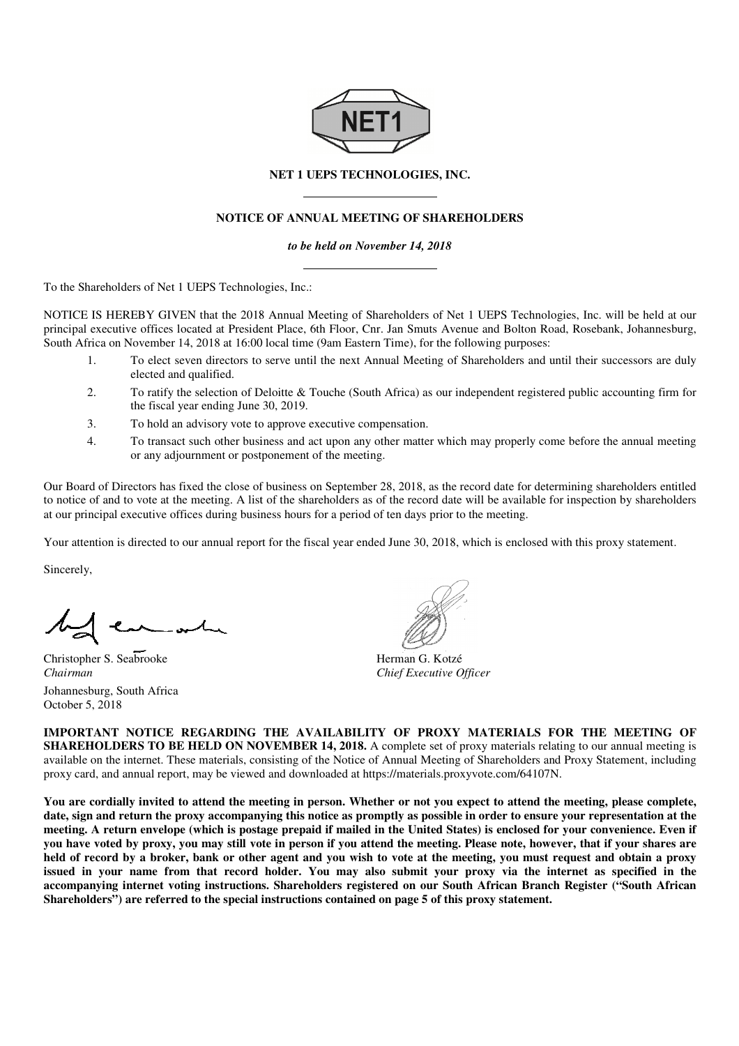NET1

**NET 1 UEPS TECHNOLOGIES, INC.**

---

**NOTICE OF ANNUAL MEETING OF SHAREHOLDERS**

***to be held on November 14, 2018***

---

To the Shareholders of Net 1 UEPS Technologies, Inc.:

NOTICE IS HEREBY GIVEN that the 2018 Annual Meeting of Shareholders of Net 1 UEPS Technologies, Inc. will be held at our principal executive offices located at President Place, 6th Floor, Cnr. Jan Smuts Avenue and Bolton Road, Rosebank, Johannesburg, South Africa on November 14, 2018 at 16:00 local time (9am Eastern Time), for the following purposes:

1. To elect seven directors to serve until the next Annual Meeting of Shareholders and until their successors are duly elected and qualified.
2. To ratify the selection of Deloitte & Touche (South Africa) as our independent registered public accounting firm for the fiscal year ending June 30, 2019.
3. To hold an advisory vote to approve executive compensation.
4. To transact such other business and act upon any other matter which may properly come before the annual meeting or any adjournment or postponement of the meeting.

Our Board of Directors has fixed the close of business on September 28, 2018, as the record date for determining shareholders entitled to notice of and to vote at the meeting. A list of the shareholders as of the record date will be available for inspection by shareholders at our principal executive offices during business hours for a period of ten days prior to the meeting.

Your attention is directed to our annual report for the fiscal year ended June 30, 2018, which is enclosed with this proxy statement.

Sincerely,

Christopher S. Seabrooke
*Chairman*

Herman G. Kotzé
*Chief Executive Officer*

Johannesburg, South Africa
October 5, 2018

**IMPORTANT NOTICE REGARDING THE AVAILABILITY OF PROXY MATERIALS FOR THE MEETING OF SHAREHOLDERS TO BE HELD ON NOVEMBER 14, 2018.** A complete set of proxy materials relating to our annual meeting is available on the internet. These materials, consisting of the Notice of Annual Meeting of Shareholders and Proxy Statement, including proxy card, and annual report, may be viewed and downloaded at https://materials.proxyvote.com/64107N.

**You are cordially invited to attend the meeting in person. Whether or not you expect to attend the meeting, please complete, date, sign and return the proxy accompanying this notice as promptly as possible in order to ensure your representation at the meeting. A return envelope (which is postage prepaid if mailed in the United States) is enclosed for your convenience. Even if you have voted by proxy, you may still vote in person if you attend the meeting. Please note, however, that if your shares are held of record by a broker, bank or other agent and you wish to vote at the meeting, you must request and obtain a proxy issued in your name from that record holder. You may also submit your proxy via the internet as specified in the accompanying internet voting instructions. Shareholders registered on our South African Branch Register ("South African Shareholders") are referred to the special instructions contained on page 5 of this proxy statement.**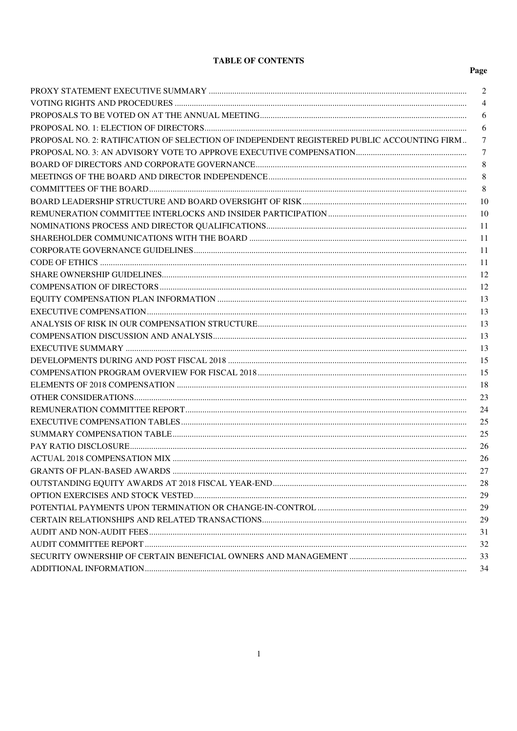## TABLE OF CONTENTS

| | Page |
|---|---|
| PROXY STATEMENT EXECUTIVE SUMMARY | 2 |
| VOTING RIGHTS AND PROCEDURES | 4 |
| PROPOSALS TO BE VOTED ON AT THE ANNUAL MEETING | 6 |
| PROPOSAL NO. 1: ELECTION OF DIRECTORS | 6 |
| PROPOSAL NO. 2: RATIFICATION OF SELECTION OF INDEPENDENT REGISTERED PUBLIC ACCOUNTING FIRM | 7 |
| PROPOSAL NO. 3: AN ADVISORY VOTE TO APPROVE EXECUTIVE COMPENSATION | 7 |
| BOARD OF DIRECTORS AND CORPORATE GOVERNANCE | 8 |
| MEETINGS OF THE BOARD AND DIRECTOR INDEPENDENCE | 8 |
| COMMITTEES OF THE BOARD | 8 |
| BOARD LEADERSHIP STRUCTURE AND BOARD OVERSIGHT OF RISK | 10 |
| REMUNERATION COMMITTEE INTERLOCKS AND INSIDER PARTICIPATION | 10 |
| NOMINATIONS PROCESS AND DIRECTOR QUALIFICATIONS | 11 |
| SHAREHOLDER COMMUNICATIONS WITH THE BOARD | 11 |
| CORPORATE GOVERNANCE GUIDELINES | 11 |
| CODE OF ETHICS | 11 |
| SHARE OWNERSHIP GUIDELINES | 12 |
| COMPENSATION OF DIRECTORS | 12 |
| EQUITY COMPENSATION PLAN INFORMATION | 13 |
| EXECUTIVE COMPENSATION | 13 |
| ANALYSIS OF RISK IN OUR COMPENSATION STRUCTURE | 13 |
| COMPENSATION DISCUSSION AND ANALYSIS | 13 |
| EXECUTIVE SUMMARY | 13 |
| DEVELOPMENTS DURING AND POST FISCAL 2018 | 15 |
| COMPENSATION PROGRAM OVERVIEW FOR FISCAL 2018 | 15 |
| ELEMENTS OF 2018 COMPENSATION | 18 |
| OTHER CONSIDERATIONS | 23 |
| REMUNERATION COMMITTEE REPORT | 24 |
| EXECUTIVE COMPENSATION TABLES | 25 |
| SUMMARY COMPENSATION TABLE | 25 |
| PAY RATIO DISCLOSURE | 26 |
| ACTUAL 2018 COMPENSATION MIX | 26 |
| GRANTS OF PLAN-BASED AWARDS | 27 |
| OUTSTANDING EQUITY AWARDS AT 2018 FISCAL YEAR-END | 28 |
| OPTION EXERCISES AND STOCK VESTED | 29 |
| POTENTIAL PAYMENTS UPON TERMINATION OR CHANGE-IN-CONTROL | 29 |
| CERTAIN RELATIONSHIPS AND RELATED TRANSACTIONS | 29 |
| AUDIT AND NON-AUDIT FEES | 31 |
| AUDIT COMMITTEE REPORT | 32 |
| SECURITY OWNERSHIP OF CERTAIN BENEFICIAL OWNERS AND MANAGEMENT | 33 |
| ADDITIONAL INFORMATION | 34 |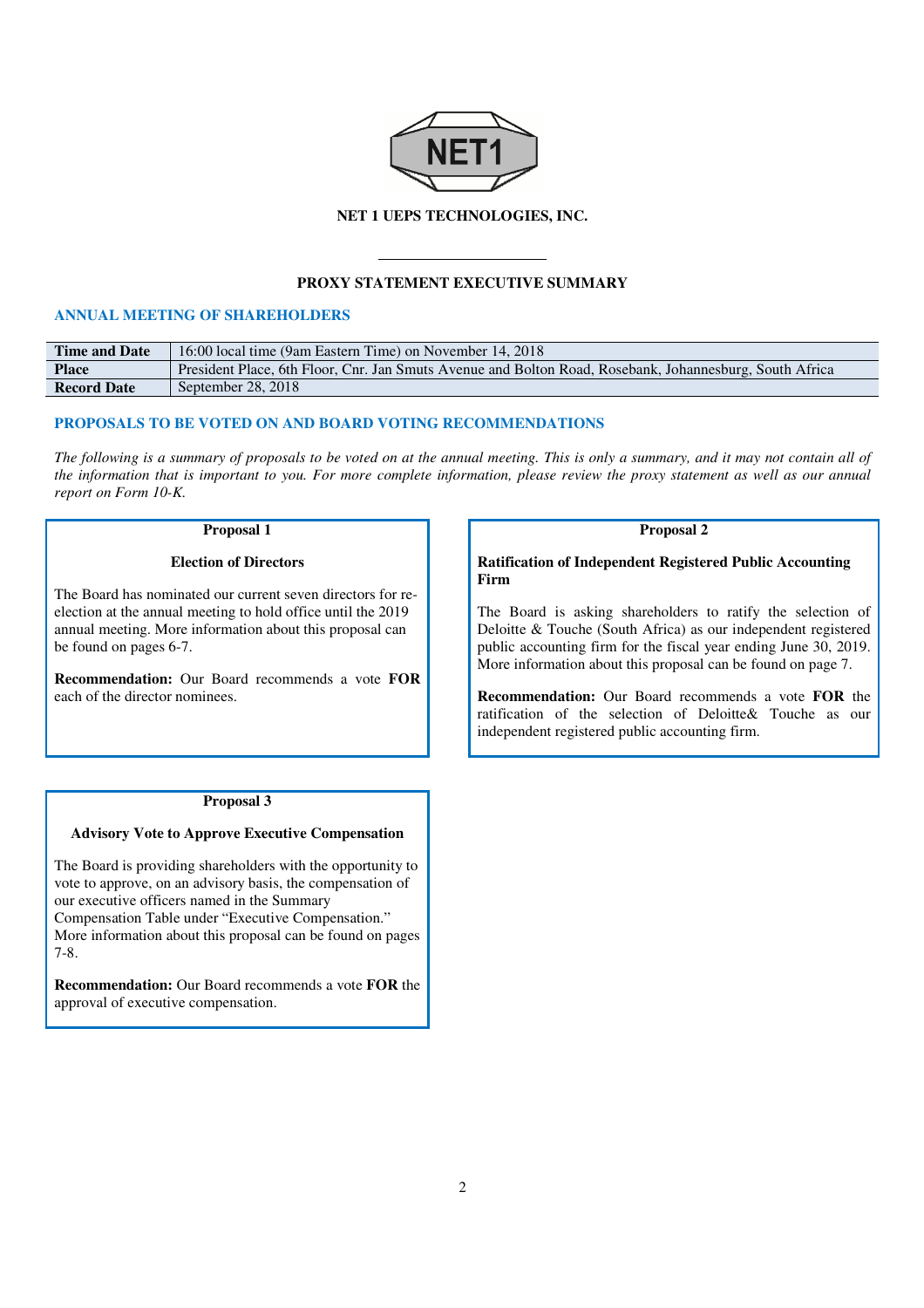**NET 1 UEPS TECHNOLOGIES, INC.**

---

## PROXY STATEMENT EXECUTIVE SUMMARY

### ANNUAL MEETING OF SHAREHOLDERS

| | |
|---|---|
| **Time and Date** | 16:00 local time (9am Eastern Time) on November 14, 2018 |
| **Place** | President Place, 6th Floor, Cnr. Jan Smuts Avenue and Bolton Road, Rosebank, Johannesburg, South Africa |
| **Record Date** | September 28, 2018 |

### PROPOSALS TO BE VOTED ON AND BOARD VOTING RECOMMENDATIONS

*The following is a summary of proposals to be voted on at the annual meeting. This is only a summary, and it may not contain all of the information that is important to you. For more complete information, please review the proxy statement as well as our annual report on Form 10-K.*

**Proposal 1**

**Election of Directors**

The Board has nominated our current seven directors for re-election at the annual meeting to hold office until the 2019 annual meeting. More information about this proposal can be found on pages 6-7.

**Recommendation:** Our Board recommends a vote **FOR** each of the director nominees.

**Proposal 2**

**Ratification of Independent Registered Public Accounting Firm**

The Board is asking shareholders to ratify the selection of Deloitte & Touche (South Africa) as our independent registered public accounting firm for the fiscal year ending June 30, 2019. More information about this proposal can be found on page 7.

**Recommendation:** Our Board recommends a vote **FOR** the ratification of the selection of Deloitte& Touche as our independent registered public accounting firm.

**Proposal 3**

**Advisory Vote to Approve Executive Compensation**

The Board is providing shareholders with the opportunity to vote to approve, on an advisory basis, the compensation of our executive officers named in the Summary Compensation Table under "Executive Compensation." More information about this proposal can be found on pages 7-8.

**Recommendation:** Our Board recommends a vote **FOR** the approval of executive compensation.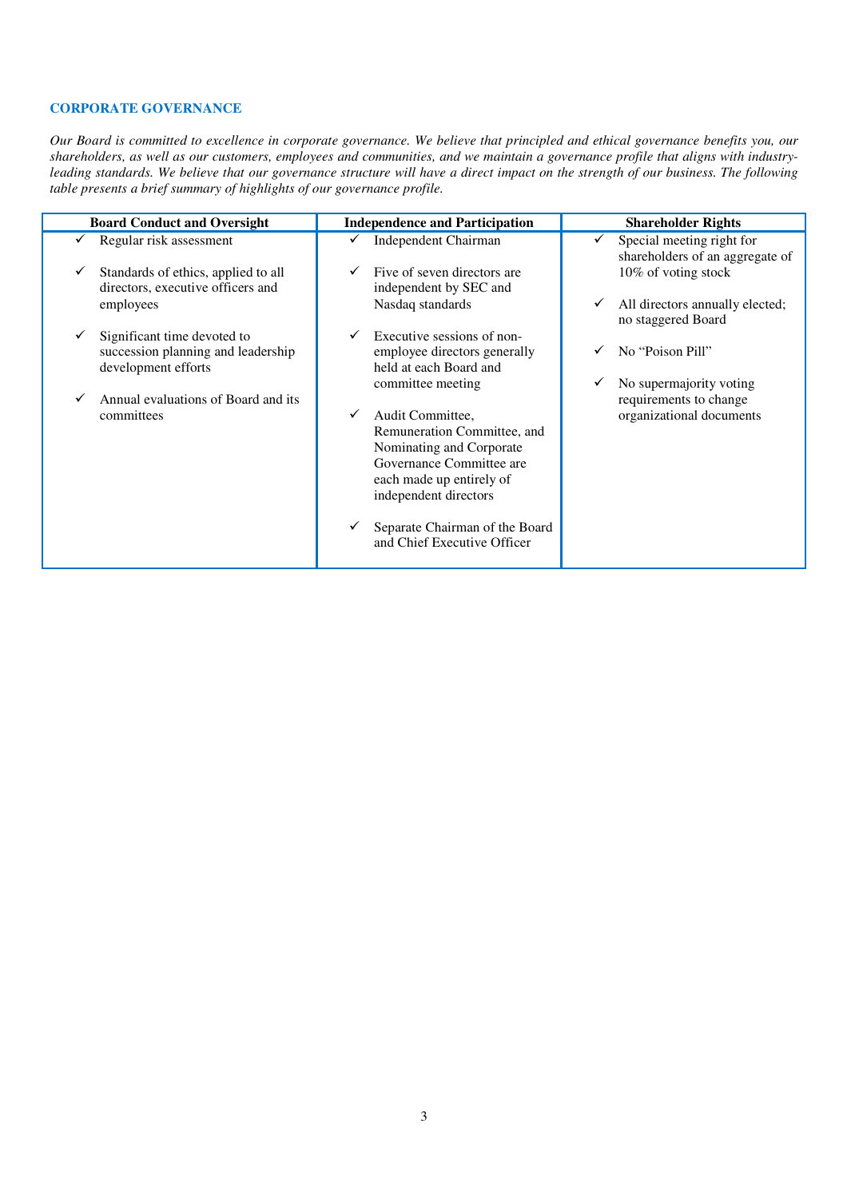## CORPORATE GOVERNANCE

*Our Board is committed to excellence in corporate governance. We believe that principled and ethical governance benefits you, our shareholders, as well as our customers, employees and communities, and we maintain a governance profile that aligns with industry-leading standards. We believe that our governance structure will have a direct impact on the strength of our business. The following table presents a brief summary of highlights of our governance profile.*

| Board Conduct and Oversight | Independence and Participation | Shareholder Rights |
|---|---|---|
| ✓ Regular risk assessment | ✓ Independent Chairman | ✓ Special meeting right for shareholders of an aggregate of 10% of voting stock |
| ✓ Standards of ethics, applied to all directors, executive officers and employees | ✓ Five of seven directors are independent by SEC and Nasdaq standards | ✓ All directors annually elected; no staggered Board |
| ✓ Significant time devoted to succession planning and leadership development efforts | ✓ Executive sessions of non-employee directors generally held at each Board and committee meeting | ✓ No “Poison Pill” |
| ✓ Annual evaluations of Board and its committees | ✓ Audit Committee, Remuneration Committee, and Nominating and Corporate Governance Committee are each made up entirely of independent directors | ✓ No supermajority voting requirements to change organizational documents |
| | ✓ Separate Chairman of the Board and Chief Executive Officer | |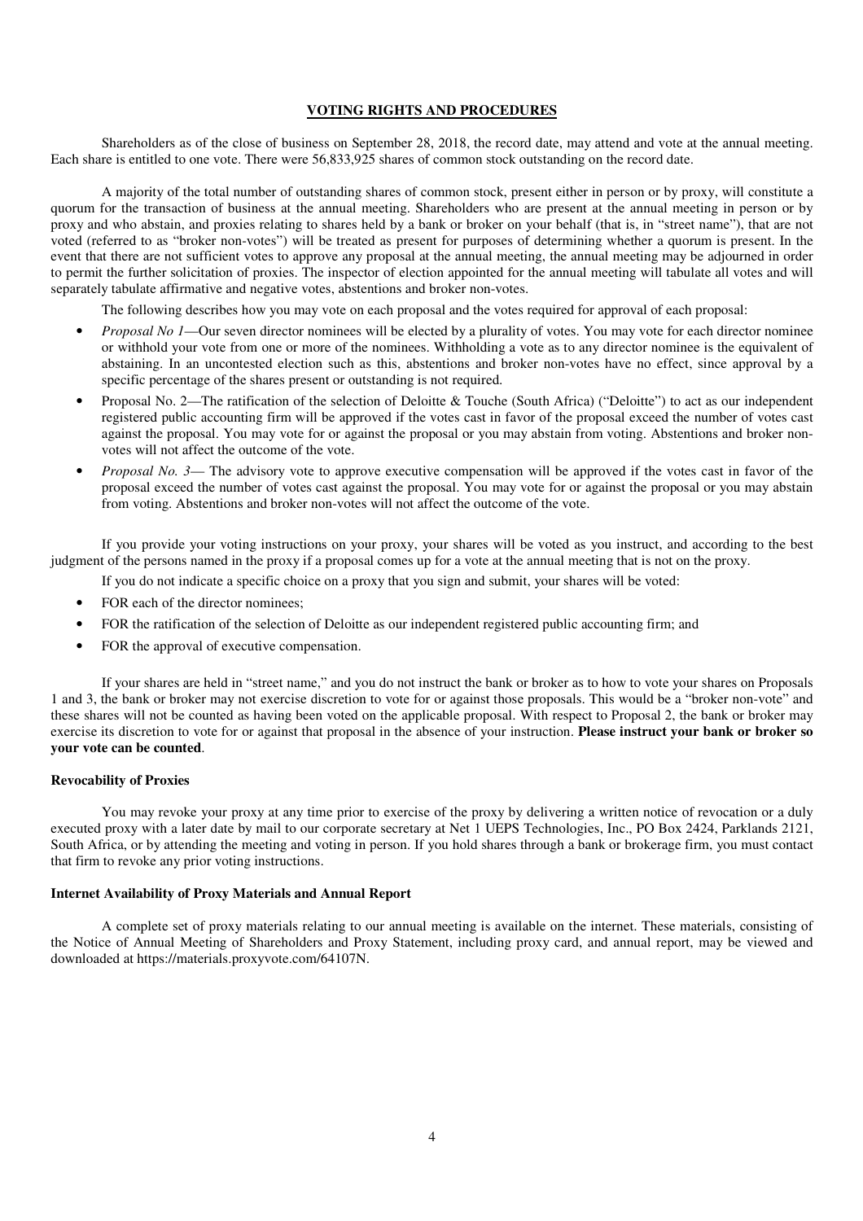## VOTING RIGHTS AND PROCEDURES

Shareholders as of the close of business on September 28, 2018, the record date, may attend and vote at the annual meeting. Each share is entitled to one vote. There were 56,833,925 shares of common stock outstanding on the record date.

A majority of the total number of outstanding shares of common stock, present either in person or by proxy, will constitute a quorum for the transaction of business at the annual meeting. Shareholders who are present at the annual meeting in person or by proxy and who abstain, and proxies relating to shares held by a bank or broker on your behalf (that is, in "street name"), that are not voted (referred to as "broker non-votes") will be treated as present for purposes of determining whether a quorum is present. In the event that there are not sufficient votes to approve any proposal at the annual meeting, the annual meeting may be adjourned in order to permit the further solicitation of proxies. The inspector of election appointed for the annual meeting will tabulate all votes and will separately tabulate affirmative and negative votes, abstentions and broker non-votes.

The following describes how you may vote on each proposal and the votes required for approval of each proposal:

- *Proposal No 1*—Our seven director nominees will be elected by a plurality of votes. You may vote for each director nominee or withhold your vote from one or more of the nominees. Withholding a vote as to any director nominee is the equivalent of abstaining. In an uncontested election such as this, abstentions and broker non-votes have no effect, since approval by a specific percentage of the shares present or outstanding is not required.
- Proposal No. 2—The ratification of the selection of Deloitte & Touche (South Africa) ("Deloitte") to act as our independent registered public accounting firm will be approved if the votes cast in favor of the proposal exceed the number of votes cast against the proposal. You may vote for or against the proposal or you may abstain from voting. Abstentions and broker non-votes will not affect the outcome of the vote.
- *Proposal No. 3*— The advisory vote to approve executive compensation will be approved if the votes cast in favor of the proposal exceed the number of votes cast against the proposal. You may vote for or against the proposal or you may abstain from voting. Abstentions and broker non-votes will not affect the outcome of the vote.

If you provide your voting instructions on your proxy, your shares will be voted as you instruct, and according to the best judgment of the persons named in the proxy if a proposal comes up for a vote at the annual meeting that is not on the proxy.

If you do not indicate a specific choice on a proxy that you sign and submit, your shares will be voted:

- FOR each of the director nominees;
- FOR the ratification of the selection of Deloitte as our independent registered public accounting firm; and
- FOR the approval of executive compensation.

If your shares are held in "street name," and you do not instruct the bank or broker as to how to vote your shares on Proposals 1 and 3, the bank or broker may not exercise discretion to vote for or against those proposals. This would be a "broker non-vote" and these shares will not be counted as having been voted on the applicable proposal. With respect to Proposal 2, the bank or broker may exercise its discretion to vote for or against that proposal in the absence of your instruction. **Please instruct your bank or broker so your vote can be counted**.

### Revocability of Proxies

You may revoke your proxy at any time prior to exercise of the proxy by delivering a written notice of revocation or a duly executed proxy with a later date by mail to our corporate secretary at Net 1 UEPS Technologies, Inc., PO Box 2424, Parklands 2121, South Africa, or by attending the meeting and voting in person. If you hold shares through a bank or brokerage firm, you must contact that firm to revoke any prior voting instructions.

### Internet Availability of Proxy Materials and Annual Report

A complete set of proxy materials relating to our annual meeting is available on the internet. These materials, consisting of the Notice of Annual Meeting of Shareholders and Proxy Statement, including proxy card, and annual report, may be viewed and downloaded at https://materials.proxyvote.com/64107N.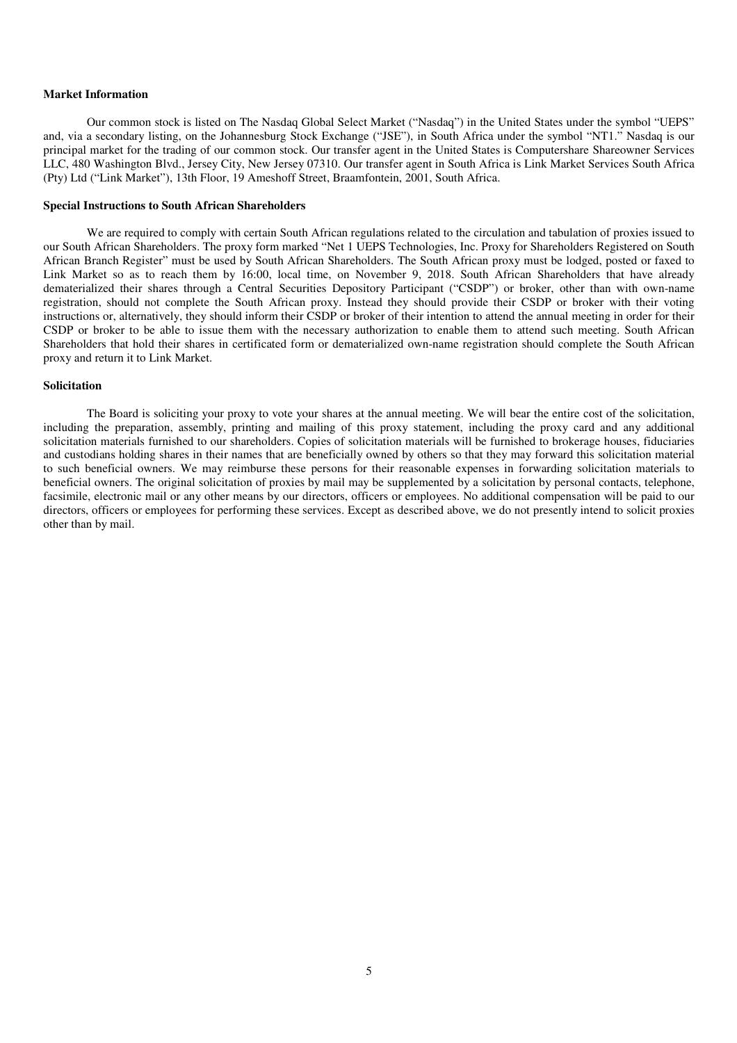**Market Information**

Our common stock is listed on The Nasdaq Global Select Market ("Nasdaq") in the United States under the symbol "UEPS" and, via a secondary listing, on the Johannesburg Stock Exchange ("JSE"), in South Africa under the symbol "NT1." Nasdaq is our principal market for the trading of our common stock. Our transfer agent in the United States is Computershare Shareowner Services LLC, 480 Washington Blvd., Jersey City, New Jersey 07310. Our transfer agent in South Africa is Link Market Services South Africa (Pty) Ltd ("Link Market"), 13th Floor, 19 Ameshoff Street, Braamfontein, 2001, South Africa.

**Special Instructions to South African Shareholders**

We are required to comply with certain South African regulations related to the circulation and tabulation of proxies issued to our South African Shareholders. The proxy form marked "Net 1 UEPS Technologies, Inc. Proxy for Shareholders Registered on South African Branch Register" must be used by South African Shareholders. The South African proxy must be lodged, posted or faxed to Link Market so as to reach them by 16:00, local time, on November 9, 2018. South African Shareholders that have already dematerialized their shares through a Central Securities Depository Participant ("CSDP") or broker, other than with own-name registration, should not complete the South African proxy. Instead they should provide their CSDP or broker with their voting instructions or, alternatively, they should inform their CSDP or broker of their intention to attend the annual meeting in order for their CSDP or broker to be able to issue them with the necessary authorization to enable them to attend such meeting. South African Shareholders that hold their shares in certificated form or dematerialized own-name registration should complete the South African proxy and return it to Link Market.

**Solicitation**

The Board is soliciting your proxy to vote your shares at the annual meeting. We will bear the entire cost of the solicitation, including the preparation, assembly, printing and mailing of this proxy statement, including the proxy card and any additional solicitation materials furnished to our shareholders. Copies of solicitation materials will be furnished to brokerage houses, fiduciaries and custodians holding shares in their names that are beneficially owned by others so that they may forward this solicitation material to such beneficial owners. We may reimburse these persons for their reasonable expenses in forwarding solicitation materials to beneficial owners. The original solicitation of proxies by mail may be supplemented by a solicitation by personal contacts, telephone, facsimile, electronic mail or any other means by our directors, officers or employees. No additional compensation will be paid to our directors, officers or employees for performing these services. Except as described above, we do not presently intend to solicit proxies other than by mail.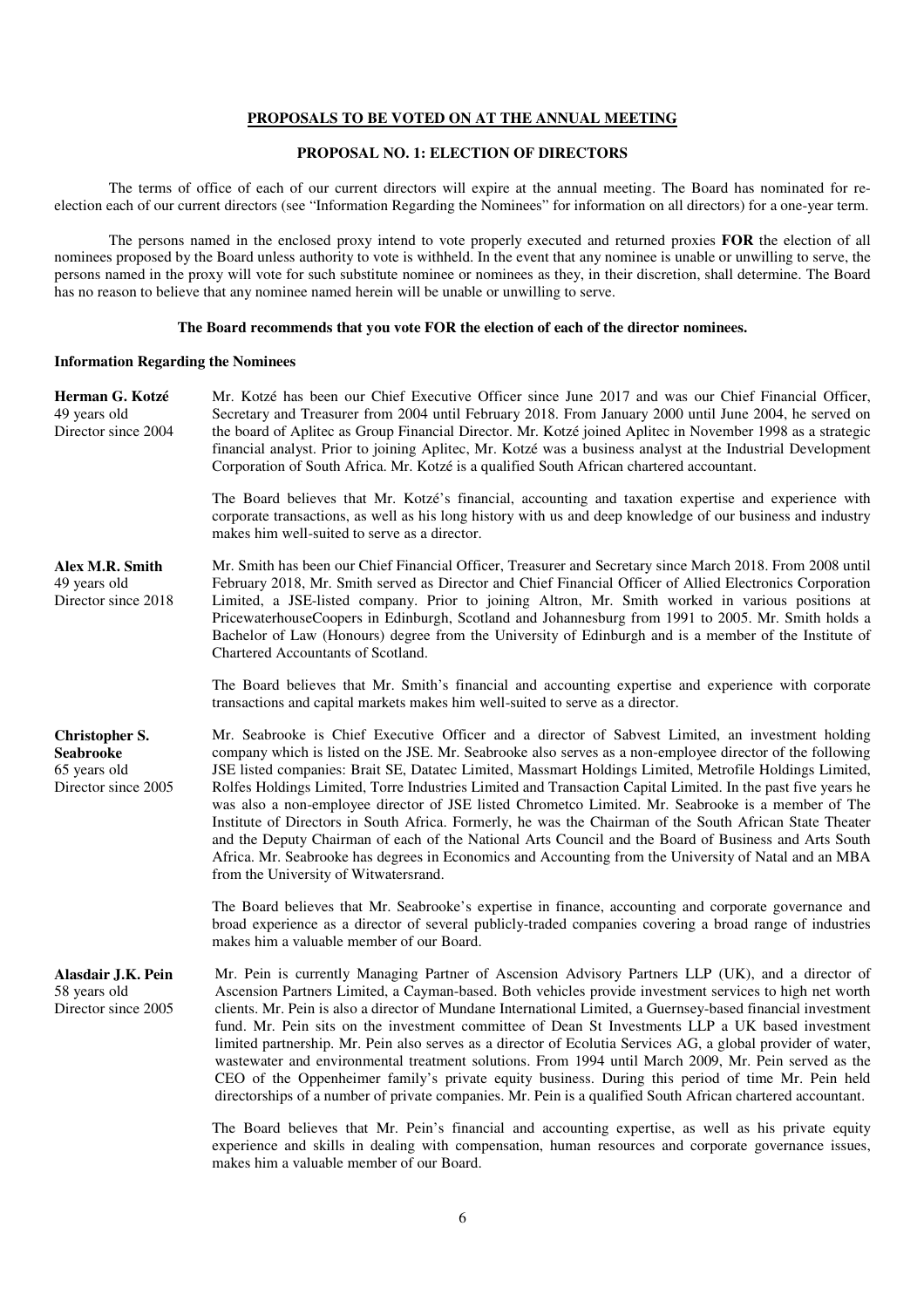## PROPOSALS TO BE VOTED ON AT THE ANNUAL MEETING

### PROPOSAL NO. 1: ELECTION OF DIRECTORS

The terms of office of each of our current directors will expire at the annual meeting. The Board has nominated for re-election each of our current directors (see "Information Regarding the Nominees" for information on all directors) for a one-year term.

The persons named in the enclosed proxy intend to vote properly executed and returned proxies **FOR** the election of all nominees proposed by the Board unless authority to vote is withheld. In the event that any nominee is unable or unwilling to serve, the persons named in the proxy will vote for such substitute nominee or nominees as they, in their discretion, shall determine. The Board has no reason to believe that any nominee named herein will be unable or unwilling to serve.

**The Board recommends that you vote FOR the election of each of the director nominees.**

**Information Regarding the Nominees**

**Herman G. Kotzé**
49 years old
Director since 2004

Mr. Kotzé has been our Chief Executive Officer since June 2017 and was our Chief Financial Officer, Secretary and Treasurer from 2004 until February 2018. From January 2000 until June 2004, he served on the board of Aplitec as Group Financial Director. Mr. Kotzé joined Aplitec in November 1998 as a strategic financial analyst. Prior to joining Aplitec, Mr. Kotzé was a business analyst at the Industrial Development Corporation of South Africa. Mr. Kotzé is a qualified South African chartered accountant.

The Board believes that Mr. Kotzé's financial, accounting and taxation expertise and experience with corporate transactions, as well as his long history with us and deep knowledge of our business and industry makes him well-suited to serve as a director.

**Alex M.R. Smith**
49 years old
Director since 2018

Mr. Smith has been our Chief Financial Officer, Treasurer and Secretary since March 2018. From 2008 until February 2018, Mr. Smith served as Director and Chief Financial Officer of Allied Electronics Corporation Limited, a JSE-listed company. Prior to joining Altron, Mr. Smith worked in various positions at PricewaterhouseCoopers in Edinburgh, Scotland and Johannesburg from 1991 to 2005. Mr. Smith holds a Bachelor of Law (Honours) degree from the University of Edinburgh and is a member of the Institute of Chartered Accountants of Scotland.

The Board believes that Mr. Smith's financial and accounting expertise and experience with corporate transactions and capital markets makes him well-suited to serve as a director.

**Christopher S. Seabrooke**
65 years old
Director since 2005

Mr. Seabrooke is Chief Executive Officer and a director of Sabvest Limited, an investment holding company which is listed on the JSE. Mr. Seabrooke also serves as a non-employee director of the following JSE listed companies: Brait SE, Datatec Limited, Massmart Holdings Limited, Metrofile Holdings Limited, Rolfes Holdings Limited, Torre Industries Limited and Transaction Capital Limited. In the past five years he was also a non-employee director of JSE listed Chrometco Limited. Mr. Seabrooke is a member of The Institute of Directors in South Africa. Formerly, he was the Chairman of the South African State Theater and the Deputy Chairman of each of the National Arts Council and the Board of Business and Arts South Africa. Mr. Seabrooke has degrees in Economics and Accounting from the University of Natal and an MBA from the University of Witwatersrand.

The Board believes that Mr. Seabrooke's expertise in finance, accounting and corporate governance and broad experience as a director of several publicly-traded companies covering a broad range of industries makes him a valuable member of our Board.

**Alasdair J.K. Pein**
58 years old
Director since 2005

Mr. Pein is currently Managing Partner of Ascension Advisory Partners LLP (UK), and a director of Ascension Partners Limited, a Cayman-based. Both vehicles provide investment services to high net worth clients. Mr. Pein is also a director of Mundane International Limited, a Guernsey-based financial investment fund. Mr. Pein sits on the investment committee of Dean St Investments LLP a UK based investment limited partnership. Mr. Pein also serves as a director of Ecolutia Services AG, a global provider of water, wastewater and environmental treatment solutions. From 1994 until March 2009, Mr. Pein served as the CEO of the Oppenheimer family's private equity business. During this period of time Mr. Pein held directorships of a number of private companies. Mr. Pein is a qualified South African chartered accountant.

The Board believes that Mr. Pein's financial and accounting expertise, as well as his private equity experience and skills in dealing with compensation, human resources and corporate governance issues, makes him a valuable member of our Board.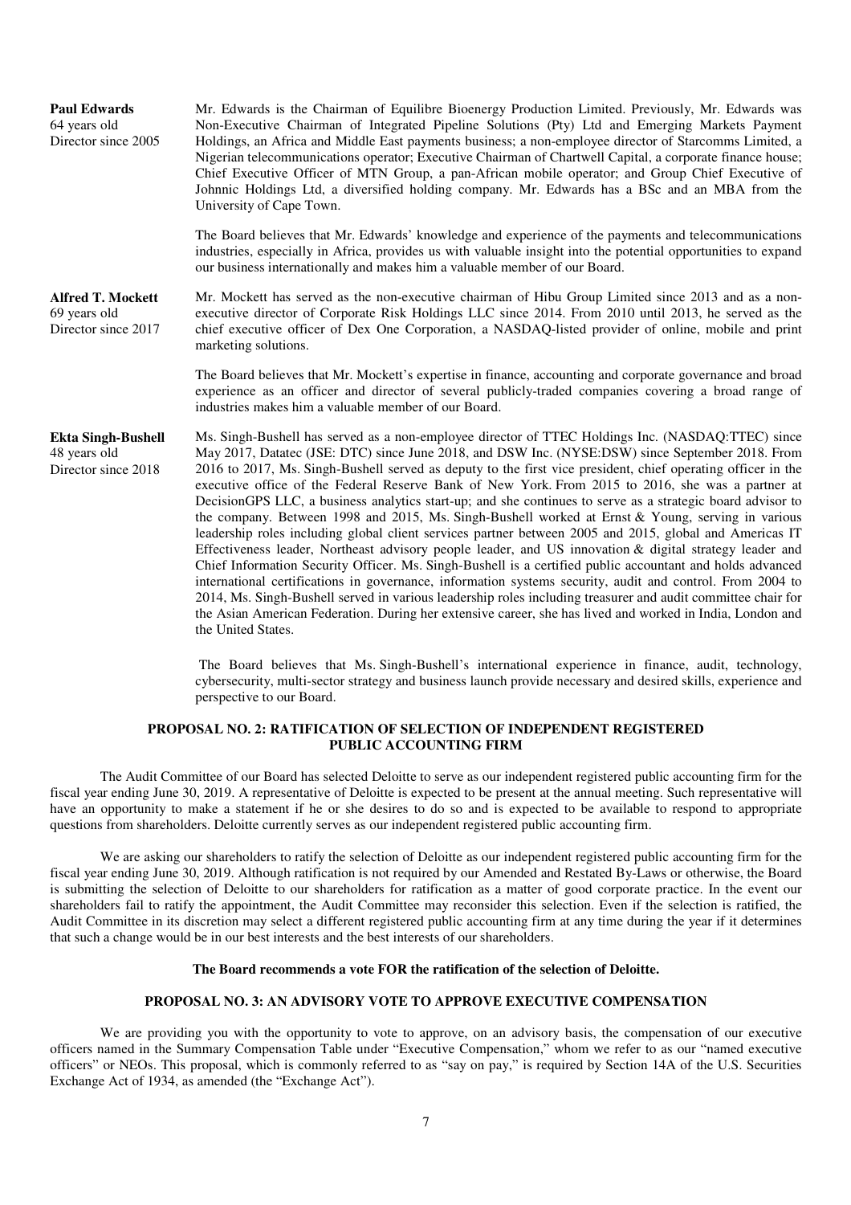**Paul Edwards**
64 years old
Director since 2005

Mr. Edwards is the Chairman of Equilibre Bioenergy Production Limited. Previously, Mr. Edwards was Non-Executive Chairman of Integrated Pipeline Solutions (Pty) Ltd and Emerging Markets Payment Holdings, an Africa and Middle East payments business; a non-employee director of Starcomms Limited, a Nigerian telecommunications operator; Executive Chairman of Chartwell Capital, a corporate finance house; Chief Executive Officer of MTN Group, a pan-African mobile operator; and Group Chief Executive of Johnnic Holdings Ltd, a diversified holding company. Mr. Edwards has a BSc and an MBA from the University of Cape Town.

The Board believes that Mr. Edwards' knowledge and experience of the payments and telecommunications industries, especially in Africa, provides us with valuable insight into the potential opportunities to expand our business internationally and makes him a valuable member of our Board.

**Alfred T. Mockett**
69 years old
Director since 2017

Mr. Mockett has served as the non-executive chairman of Hibu Group Limited since 2013 and as a non-executive director of Corporate Risk Holdings LLC since 2014. From 2010 until 2013, he served as the chief executive officer of Dex One Corporation, a NASDAQ-listed provider of online, mobile and print marketing solutions.

The Board believes that Mr. Mockett's expertise in finance, accounting and corporate governance and broad experience as an officer and director of several publicly-traded companies covering a broad range of industries makes him a valuable member of our Board.

**Ekta Singh-Bushell**
48 years old
Director since 2018

Ms. Singh-Bushell has served as a non-employee director of TTEC Holdings Inc. (NASDAQ:TTEC) since May 2017, Datatec (JSE: DTC) since June 2018, and DSW Inc. (NYSE:DSW) since September 2018. From 2016 to 2017, Ms. Singh-Bushell served as deputy to the first vice president, chief operating officer in the executive office of the Federal Reserve Bank of New York. From 2015 to 2016, she was a partner at DecisionGPS LLC, a business analytics start-up; and she continues to serve as a strategic board advisor to the company. Between 1998 and 2015, Ms. Singh-Bushell worked at Ernst & Young, serving in various leadership roles including global client services partner between 2005 and 2015, global and Americas IT Effectiveness leader, Northeast advisory people leader, and US innovation & digital strategy leader and Chief Information Security Officer. Ms. Singh-Bushell is a certified public accountant and holds advanced international certifications in governance, information systems security, audit and control. From 2004 to 2014, Ms. Singh-Bushell served in various leadership roles including treasurer and audit committee chair for the Asian American Federation. During her extensive career, she has lived and worked in India, London and the United States.

The Board believes that Ms. Singh-Bushell's international experience in finance, audit, technology, cybersecurity, multi-sector strategy and business launch provide necessary and desired skills, experience and perspective to our Board.

## PROPOSAL NO. 2: RATIFICATION OF SELECTION OF INDEPENDENT REGISTERED PUBLIC ACCOUNTING FIRM

The Audit Committee of our Board has selected Deloitte to serve as our independent registered public accounting firm for the fiscal year ending June 30, 2019. A representative of Deloitte is expected to be present at the annual meeting. Such representative will have an opportunity to make a statement if he or she desires to do so and is expected to be available to respond to appropriate questions from shareholders. Deloitte currently serves as our independent registered public accounting firm.

We are asking our shareholders to ratify the selection of Deloitte as our independent registered public accounting firm for the fiscal year ending June 30, 2019. Although ratification is not required by our Amended and Restated By-Laws or otherwise, the Board is submitting the selection of Deloitte to our shareholders for ratification as a matter of good corporate practice. In the event our shareholders fail to ratify the appointment, the Audit Committee may reconsider this selection. Even if the selection is ratified, the Audit Committee in its discretion may select a different registered public accounting firm at any time during the year if it determines that such a change would be in our best interests and the best interests of our shareholders.

**The Board recommends a vote FOR the ratification of the selection of Deloitte.**

## PROPOSAL NO. 3: AN ADVISORY VOTE TO APPROVE EXECUTIVE COMPENSATION

We are providing you with the opportunity to vote to approve, on an advisory basis, the compensation of our executive officers named in the Summary Compensation Table under "Executive Compensation," whom we refer to as our "named executive officers" or NEOs. This proposal, which is commonly referred to as "say on pay," is required by Section 14A of the U.S. Securities Exchange Act of 1934, as amended (the "Exchange Act").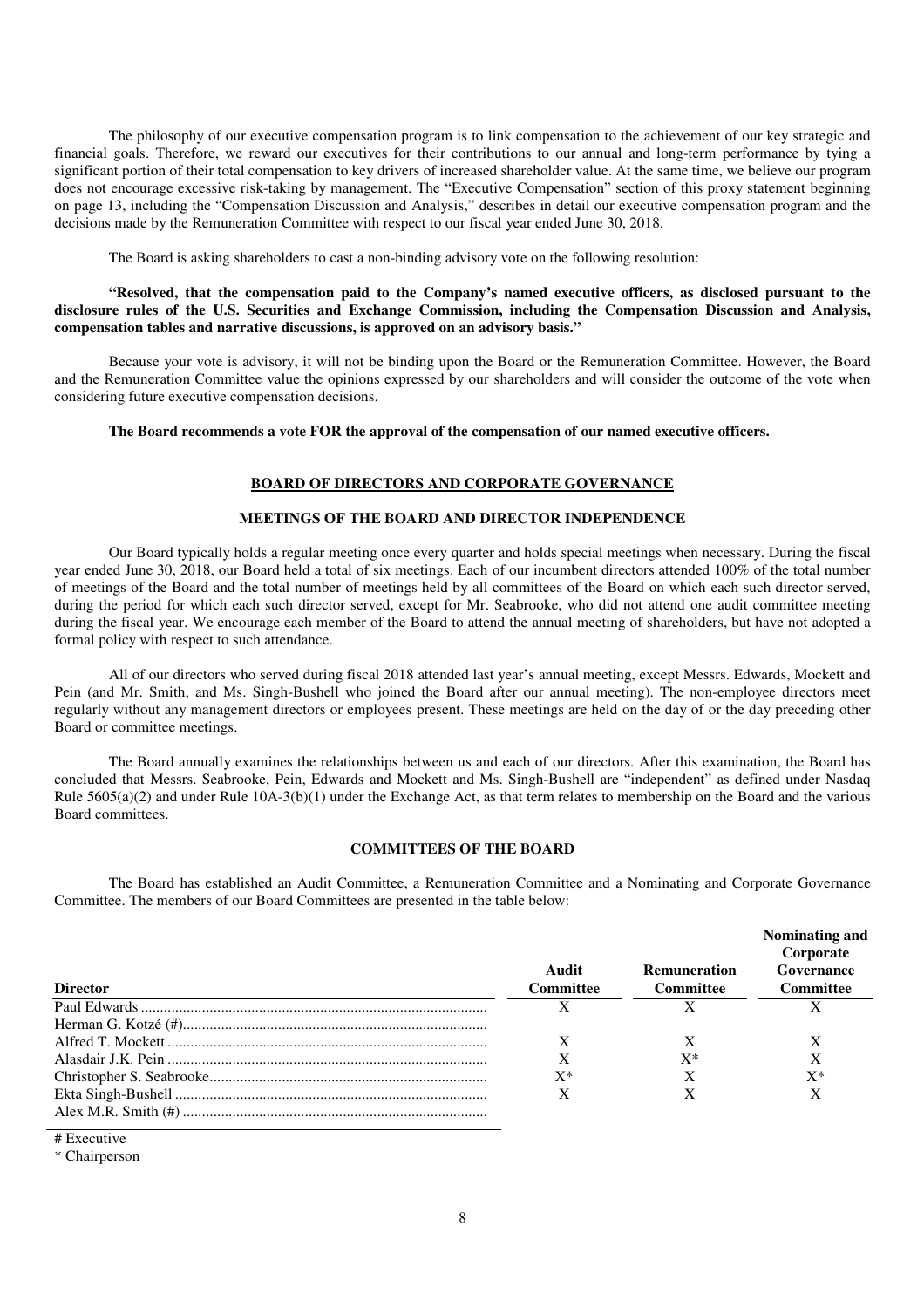The philosophy of our executive compensation program is to link compensation to the achievement of our key strategic and financial goals. Therefore, we reward our executives for their contributions to our annual and long-term performance by tying a significant portion of their total compensation to key drivers of increased shareholder value. At the same time, we believe our program does not encourage excessive risk-taking by management. The "Executive Compensation" section of this proxy statement beginning on page 13, including the "Compensation Discussion and Analysis," describes in detail our executive compensation program and the decisions made by the Remuneration Committee with respect to our fiscal year ended June 30, 2018.

The Board is asking shareholders to cast a non-binding advisory vote on the following resolution:

**"Resolved, that the compensation paid to the Company's named executive officers, as disclosed pursuant to the disclosure rules of the U.S. Securities and Exchange Commission, including the Compensation Discussion and Analysis, compensation tables and narrative discussions, is approved on an advisory basis."**

Because your vote is advisory, it will not be binding upon the Board or the Remuneration Committee. However, the Board and the Remuneration Committee value the opinions expressed by our shareholders and will consider the outcome of the vote when considering future executive compensation decisions.

**The Board recommends a vote FOR the approval of the compensation of our named executive officers.**

## BOARD OF DIRECTORS AND CORPORATE GOVERNANCE

### MEETINGS OF THE BOARD AND DIRECTOR INDEPENDENCE

Our Board typically holds a regular meeting once every quarter and holds special meetings when necessary. During the fiscal year ended June 30, 2018, our Board held a total of six meetings. Each of our incumbent directors attended 100% of the total number of meetings of the Board and the total number of meetings held by all committees of the Board on which each such director served, during the period for which each such director served, except for Mr. Seabrooke, who did not attend one audit committee meeting during the fiscal year. We encourage each member of the Board to attend the annual meeting of shareholders, but have not adopted a formal policy with respect to such attendance.

All of our directors who served during fiscal 2018 attended last year's annual meeting, except Messrs. Edwards, Mockett and Pein (and Mr. Smith, and Ms. Singh-Bushell who joined the Board after our annual meeting). The non-employee directors meet regularly without any management directors or employees present. These meetings are held on the day of or the day preceding other Board or committee meetings.

The Board annually examines the relationships between us and each of our directors. After this examination, the Board has concluded that Messrs. Seabrooke, Pein, Edwards and Mockett and Ms. Singh-Bushell are "independent" as defined under Nasdaq Rule 5605(a)(2) and under Rule 10A-3(b)(1) under the Exchange Act, as that term relates to membership on the Board and the various Board committees.

### COMMITTEES OF THE BOARD

The Board has established an Audit Committee, a Remuneration Committee and a Nominating and Corporate Governance Committee. The members of our Board Committees are presented in the table below:

| Director | Audit Committee | Remuneration Committee | Nominating and Corporate Governance Committee |
|---|---|---|---|
| Paul Edwards | X | X | X |
| Herman G. Kotzé (#) | | | |
| Alfred T. Mockett | X | X | X |
| Alasdair J.K. Pein | X | X* | X |
| Christopher S. Seabrooke | X* | X | X* |
| Ekta Singh-Bushell | X | X | X |
| Alex M.R. Smith (#) | | | |

# Executive

* Chairperson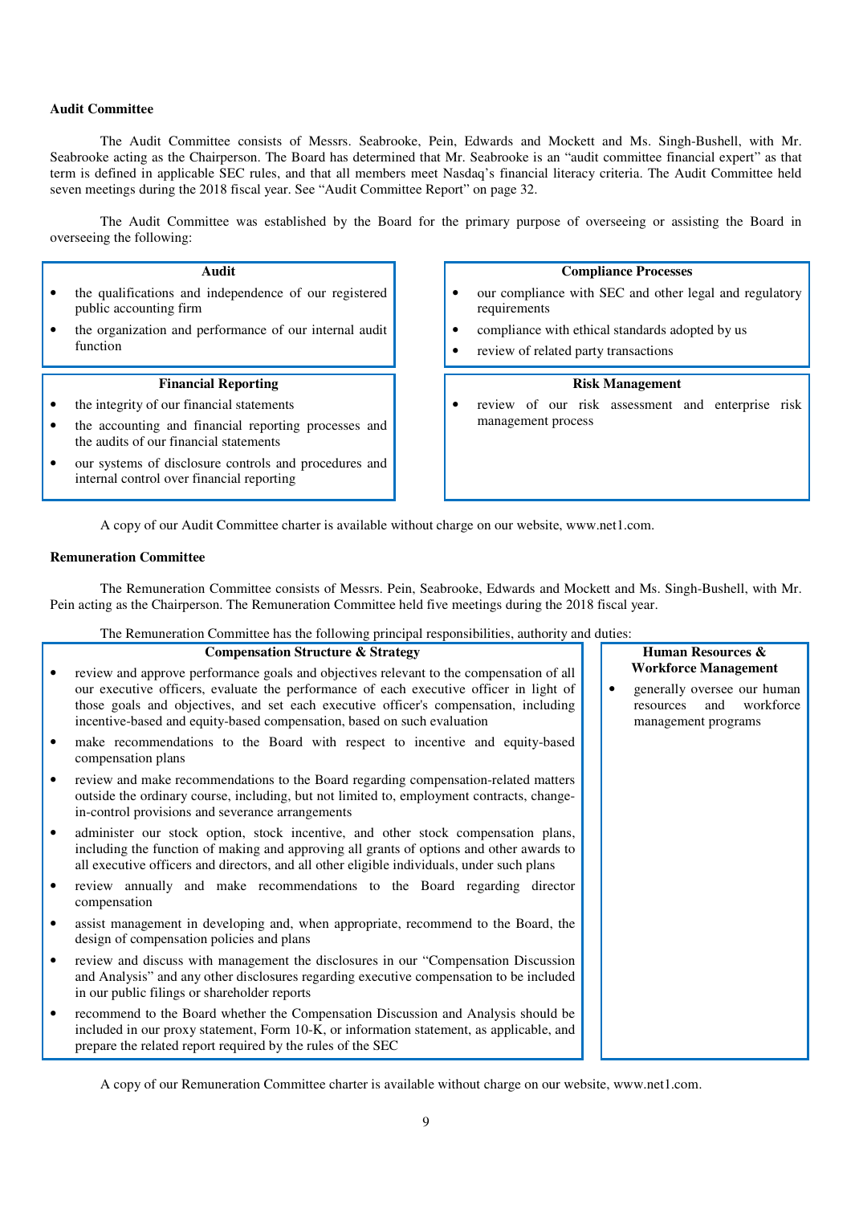**Audit Committee**

The Audit Committee consists of Messrs. Seabrooke, Pein, Edwards and Mockett and Ms. Singh-Bushell, with Mr. Seabrooke acting as the Chairperson. The Board has determined that Mr. Seabrooke is an "audit committee financial expert" as that term is defined in applicable SEC rules, and that all members meet Nasdaq's financial literacy criteria. The Audit Committee held seven meetings during the 2018 fiscal year. See "Audit Committee Report" on page 32.

The Audit Committee was established by the Board for the primary purpose of overseeing or assisting the Board in overseeing the following:

**Audit**

- the qualifications and independence of our registered public accounting firm
- the organization and performance of our internal audit function

**Compliance Processes**

- our compliance with SEC and other legal and regulatory requirements
- compliance with ethical standards adopted by us
- review of related party transactions

**Financial Reporting**

- the integrity of our financial statements
- the accounting and financial reporting processes and the audits of our financial statements
- our systems of disclosure controls and procedures and internal control over financial reporting

**Risk Management**

- review of our risk assessment and enterprise risk management process

A copy of our Audit Committee charter is available without charge on our website, www.net1.com.

**Remuneration Committee**

The Remuneration Committee consists of Messrs. Pein, Seabrooke, Edwards and Mockett and Ms. Singh-Bushell, with Mr. Pein acting as the Chairperson. The Remuneration Committee held five meetings during the 2018 fiscal year.

The Remuneration Committee has the following principal responsibilities, authority and duties:

**Compensation Structure & Strategy**

- review and approve performance goals and objectives relevant to the compensation of all our executive officers, evaluate the performance of each executive officer in light of those goals and objectives, and set each executive officer's compensation, including incentive-based and equity-based compensation, based on such evaluation
- make recommendations to the Board with respect to incentive and equity-based compensation plans
- review and make recommendations to the Board regarding compensation-related matters outside the ordinary course, including, but not limited to, employment contracts, change-in-control provisions and severance arrangements
- administer our stock option, stock incentive, and other stock compensation plans, including the function of making and approving all grants of options and other awards to all executive officers and directors, and all other eligible individuals, under such plans
- review annually and make recommendations to the Board regarding director compensation
- assist management in developing and, when appropriate, recommend to the Board, the design of compensation policies and plans
- review and discuss with management the disclosures in our "Compensation Discussion and Analysis" and any other disclosures regarding executive compensation to be included in our public filings or shareholder reports
- recommend to the Board whether the Compensation Discussion and Analysis should be included in our proxy statement, Form 10-K, or information statement, as applicable, and prepare the related report required by the rules of the SEC

**Human Resources & Workforce Management**

- generally oversee our human resources and workforce management programs

A copy of our Remuneration Committee charter is available without charge on our website, www.net1.com.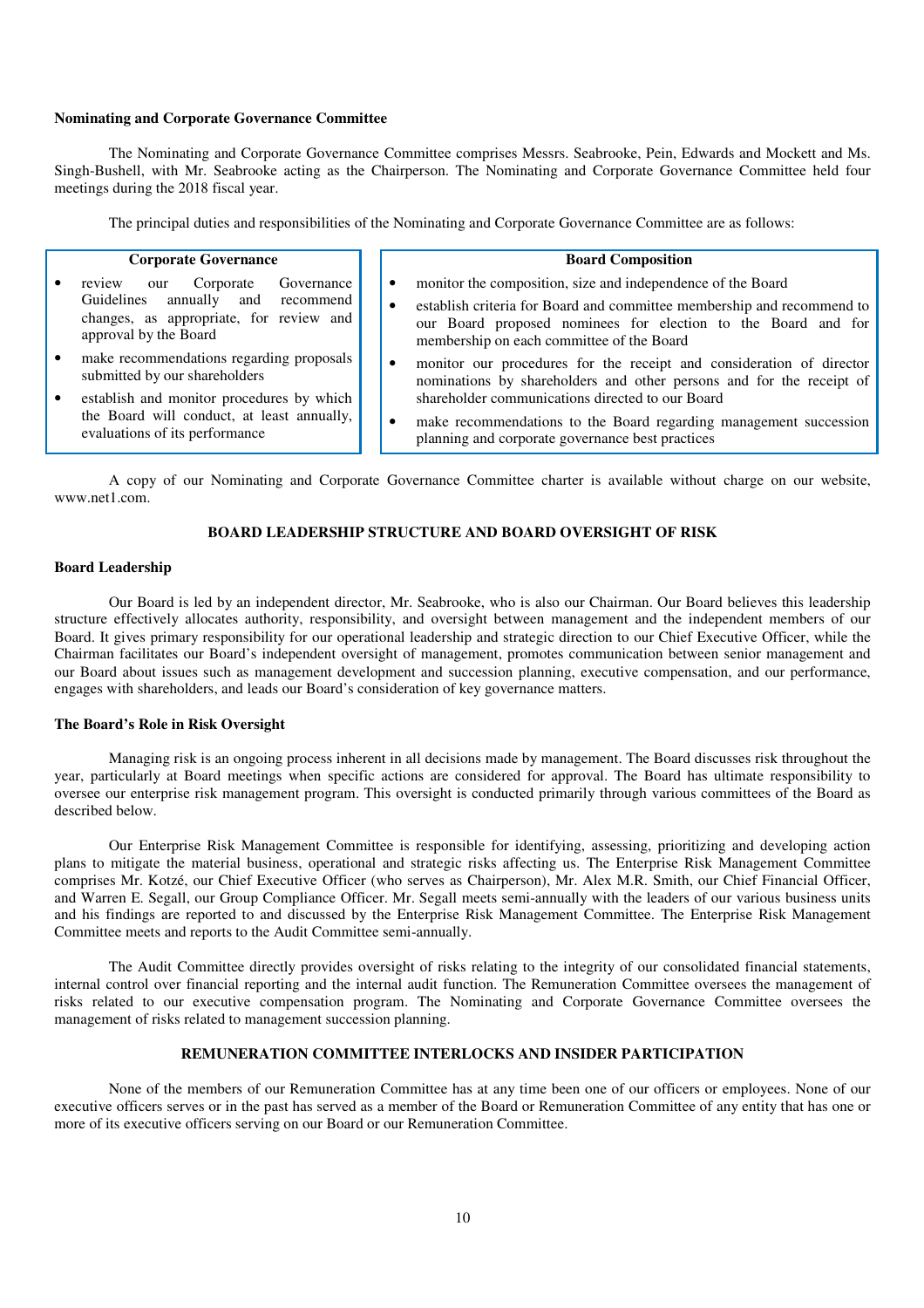**Nominating and Corporate Governance Committee**

The Nominating and Corporate Governance Committee comprises Messrs. Seabrooke, Pein, Edwards and Mockett and Ms. Singh-Bushell, with Mr. Seabrooke acting as the Chairperson. The Nominating and Corporate Governance Committee held four meetings during the 2018 fiscal year.

The principal duties and responsibilities of the Nominating and Corporate Governance Committee are as follows:

**Corporate Governance**

- review our Corporate Governance Guidelines annually and recommend changes, as appropriate, for review and approval by the Board
- make recommendations regarding proposals submitted by our shareholders
- establish and monitor procedures by which the Board will conduct, at least annually, evaluations of its performance

**Board Composition**

- monitor the composition, size and independence of the Board
- establish criteria for Board and committee membership and recommend to our Board proposed nominees for election to the Board and for membership on each committee of the Board
- monitor our procedures for the receipt and consideration of director nominations by shareholders and other persons and for the receipt of shareholder communications directed to our Board
- make recommendations to the Board regarding management succession planning and corporate governance best practices

A copy of our Nominating and Corporate Governance Committee charter is available without charge on our website, www.net1.com.

## BOARD LEADERSHIP STRUCTURE AND BOARD OVERSIGHT OF RISK

**Board Leadership**

Our Board is led by an independent director, Mr. Seabrooke, who is also our Chairman. Our Board believes this leadership structure effectively allocates authority, responsibility, and oversight between management and the independent members of our Board. It gives primary responsibility for our operational leadership and strategic direction to our Chief Executive Officer, while the Chairman facilitates our Board's independent oversight of management, promotes communication between senior management and our Board about issues such as management development and succession planning, executive compensation, and our performance, engages with shareholders, and leads our Board's consideration of key governance matters.

**The Board's Role in Risk Oversight**

Managing risk is an ongoing process inherent in all decisions made by management. The Board discusses risk throughout the year, particularly at Board meetings when specific actions are considered for approval. The Board has ultimate responsibility to oversee our enterprise risk management program. This oversight is conducted primarily through various committees of the Board as described below.

Our Enterprise Risk Management Committee is responsible for identifying, assessing, prioritizing and developing action plans to mitigate the material business, operational and strategic risks affecting us. The Enterprise Risk Management Committee comprises Mr. Kotzé, our Chief Executive Officer (who serves as Chairperson), Mr. Alex M.R. Smith, our Chief Financial Officer, and Warren E. Segall, our Group Compliance Officer. Mr. Segall meets semi-annually with the leaders of our various business units and his findings are reported to and discussed by the Enterprise Risk Management Committee. The Enterprise Risk Management Committee meets and reports to the Audit Committee semi-annually.

The Audit Committee directly provides oversight of risks relating to the integrity of our consolidated financial statements, internal control over financial reporting and the internal audit function. The Remuneration Committee oversees the management of risks related to our executive compensation program. The Nominating and Corporate Governance Committee oversees the management of risks related to management succession planning.

## REMUNERATION COMMITTEE INTERLOCKS AND INSIDER PARTICIPATION

None of the members of our Remuneration Committee has at any time been one of our officers or employees. None of our executive officers serves or in the past has served as a member of the Board or Remuneration Committee of any entity that has one or more of its executive officers serving on our Board or our Remuneration Committee.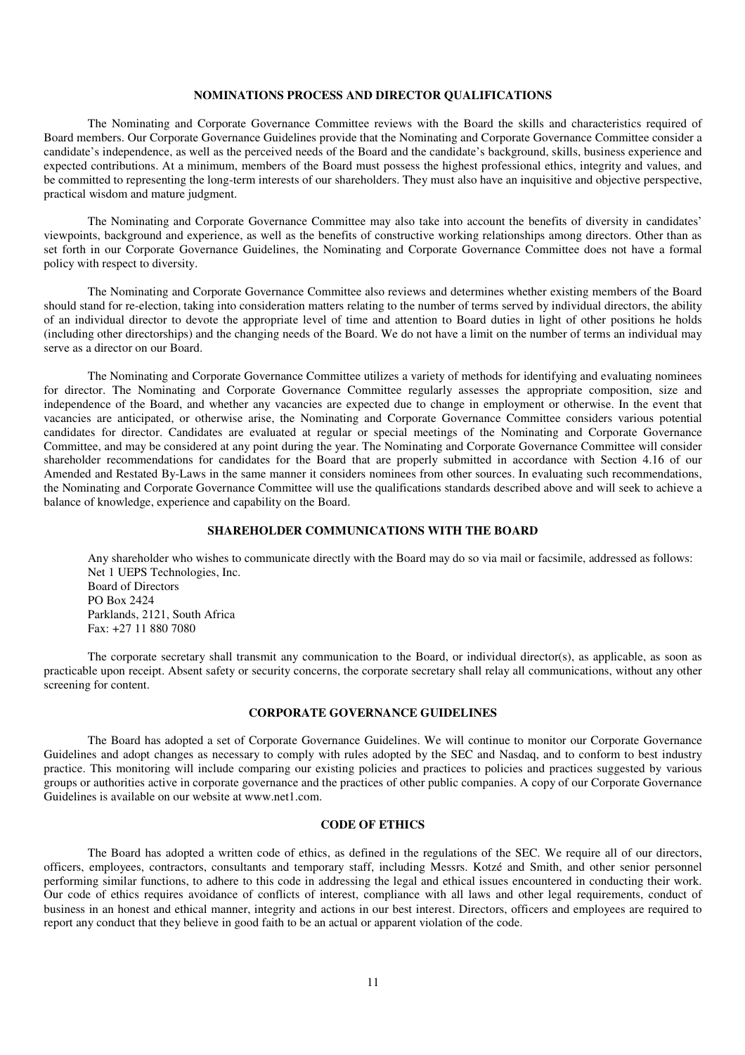## NOMINATIONS PROCESS AND DIRECTOR QUALIFICATIONS

The Nominating and Corporate Governance Committee reviews with the Board the skills and characteristics required of Board members. Our Corporate Governance Guidelines provide that the Nominating and Corporate Governance Committee consider a candidate's independence, as well as the perceived needs of the Board and the candidate's background, skills, business experience and expected contributions. At a minimum, members of the Board must possess the highest professional ethics, integrity and values, and be committed to representing the long-term interests of our shareholders. They must also have an inquisitive and objective perspective, practical wisdom and mature judgment.

The Nominating and Corporate Governance Committee may also take into account the benefits of diversity in candidates' viewpoints, background and experience, as well as the benefits of constructive working relationships among directors. Other than as set forth in our Corporate Governance Guidelines, the Nominating and Corporate Governance Committee does not have a formal policy with respect to diversity.

The Nominating and Corporate Governance Committee also reviews and determines whether existing members of the Board should stand for re-election, taking into consideration matters relating to the number of terms served by individual directors, the ability of an individual director to devote the appropriate level of time and attention to Board duties in light of other positions he holds (including other directorships) and the changing needs of the Board. We do not have a limit on the number of terms an individual may serve as a director on our Board.

The Nominating and Corporate Governance Committee utilizes a variety of methods for identifying and evaluating nominees for director. The Nominating and Corporate Governance Committee regularly assesses the appropriate composition, size and independence of the Board, and whether any vacancies are expected due to change in employment or otherwise. In the event that vacancies are anticipated, or otherwise arise, the Nominating and Corporate Governance Committee considers various potential candidates for director. Candidates are evaluated at regular or special meetings of the Nominating and Corporate Governance Committee, and may be considered at any point during the year. The Nominating and Corporate Governance Committee will consider shareholder recommendations for candidates for the Board that are properly submitted in accordance with Section 4.16 of our Amended and Restated By-Laws in the same manner it considers nominees from other sources. In evaluating such recommendations, the Nominating and Corporate Governance Committee will use the qualifications standards described above and will seek to achieve a balance of knowledge, experience and capability on the Board.

## SHAREHOLDER COMMUNICATIONS WITH THE BOARD

Any shareholder who wishes to communicate directly with the Board may do so via mail or facsimile, addressed as follows:

Net 1 UEPS Technologies, Inc.
Board of Directors
PO Box 2424
Parklands, 2121, South Africa
Fax: +27 11 880 7080

The corporate secretary shall transmit any communication to the Board, or individual director(s), as applicable, as soon as practicable upon receipt. Absent safety or security concerns, the corporate secretary shall relay all communications, without any other screening for content.

## CORPORATE GOVERNANCE GUIDELINES

The Board has adopted a set of Corporate Governance Guidelines. We will continue to monitor our Corporate Governance Guidelines and adopt changes as necessary to comply with rules adopted by the SEC and Nasdaq, and to conform to best industry practice. This monitoring will include comparing our existing policies and practices to policies and practices suggested by various groups or authorities active in corporate governance and the practices of other public companies. A copy of our Corporate Governance Guidelines is available on our website at www.net1.com.

## CODE OF ETHICS

The Board has adopted a written code of ethics, as defined in the regulations of the SEC. We require all of our directors, officers, employees, contractors, consultants and temporary staff, including Messrs. Kotzé and Smith, and other senior personnel performing similar functions, to adhere to this code in addressing the legal and ethical issues encountered in conducting their work. Our code of ethics requires avoidance of conflicts of interest, compliance with all laws and other legal requirements, conduct of business in an honest and ethical manner, integrity and actions in our best interest. Directors, officers and employees are required to report any conduct that they believe in good faith to be an actual or apparent violation of the code.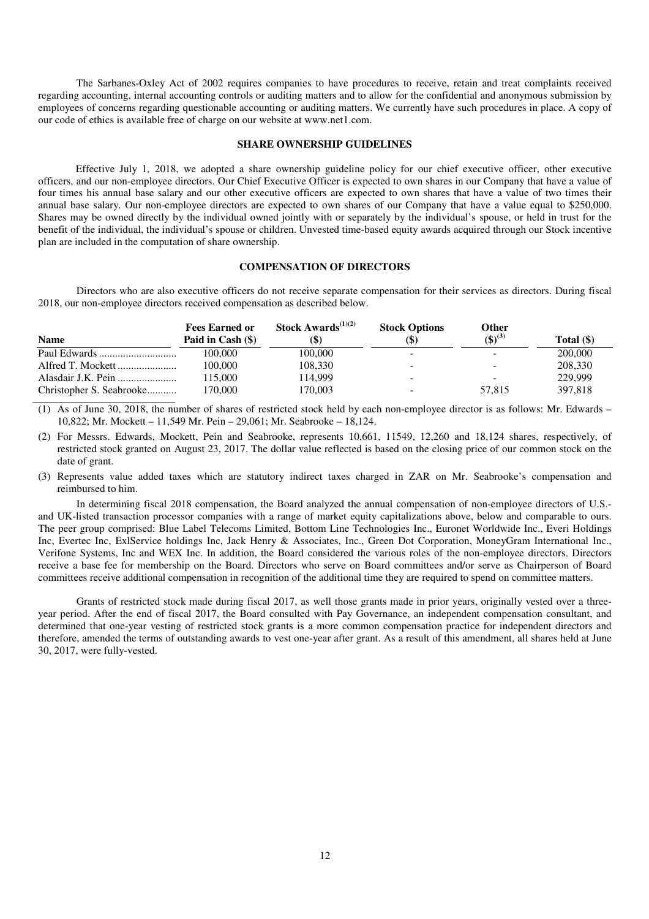The Sarbanes-Oxley Act of 2002 requires companies to have procedures to receive, retain and treat complaints received regarding accounting, internal accounting controls or auditing matters and to allow for the confidential and anonymous submission by employees of concerns regarding questionable accounting or auditing matters. We currently have such procedures in place. A copy of our code of ethics is available free of charge on our website at www.net1.com.

## SHARE OWNERSHIP GUIDELINES

Effective July 1, 2018, we adopted a share ownership guideline policy for our chief executive officer, other executive officers, and our non-employee directors. Our Chief Executive Officer is expected to own shares in our Company that have a value of four times his annual base salary and our other executive officers are expected to own shares that have a value of two times their annual base salary. Our non-employee directors are expected to own shares of our Company that have a value equal to $250,000. Shares may be owned directly by the individual owned jointly with or separately by the individual's spouse, or held in trust for the benefit of the individual, the individual's spouse or children. Unvested time-based equity awards acquired through our Stock incentive plan are included in the computation of share ownership.

## COMPENSATION OF DIRECTORS

Directors who are also executive officers do not receive separate compensation for their services as directors. During fiscal 2018, our non-employee directors received compensation as described below.

| Name | Fees Earned or Paid in Cash ($) | Stock Awards[(1)(2)] ($) | Stock Options ($) | Other ($)[(3)] | Total ($) |
|---|---|---|---|---|---|
| Paul Edwards | 100,000 | 100,000 | - | - | 200,000 |
| Alfred T. Mockett | 100,000 | 108,330 | - | - | 208,330 |
| Alasdair J.K. Pein | 115,000 | 114,999 | - | - | 229,999 |
| Christopher S. Seabrooke | 170,000 | 170,003 | - | 57,815 | 397,818 |

(1) As of June 30, 2018, the number of shares of restricted stock held by each non-employee director is as follows: Mr. Edwards – 10,822; Mr. Mockett – 11,549 Mr. Pein – 29,061; Mr. Seabrooke – 18,124.

(2) For Messrs. Edwards, Mockett, Pein and Seabrooke, represents 10,661, 11549, 12,260 and 18,124 shares, respectively, of restricted stock granted on August 23, 2017. The dollar value reflected is based on the closing price of our common stock on the date of grant.

(3) Represents value added taxes which are statutory indirect taxes charged in ZAR on Mr. Seabrooke's compensation and reimbursed to him.

In determining fiscal 2018 compensation, the Board analyzed the annual compensation of non-employee directors of U.S.- and UK-listed transaction processor companies with a range of market equity capitalizations above, below and comparable to ours. The peer group comprised: Blue Label Telecoms Limited, Bottom Line Technologies Inc., Euronet Worldwide Inc., Everi Holdings Inc, Evertec Inc, ExlService holdings Inc, Jack Henry & Associates, Inc., Green Dot Corporation, MoneyGram International Inc., Verifone Systems, Inc and WEX Inc. In addition, the Board considered the various roles of the non-employee directors. Directors receive a base fee for membership on the Board. Directors who serve on Board committees and/or serve as Chairperson of Board committees receive additional compensation in recognition of the additional time they are required to spend on committee matters.

Grants of restricted stock made during fiscal 2017, as well those grants made in prior years, originally vested over a three-year period. After the end of fiscal 2017, the Board consulted with Pay Governance, an independent compensation consultant, and determined that one-year vesting of restricted stock grants is a more common compensation practice for independent directors and therefore, amended the terms of outstanding awards to vest one-year after grant. As a result of this amendment, all shares held at June 30, 2017, were fully-vested.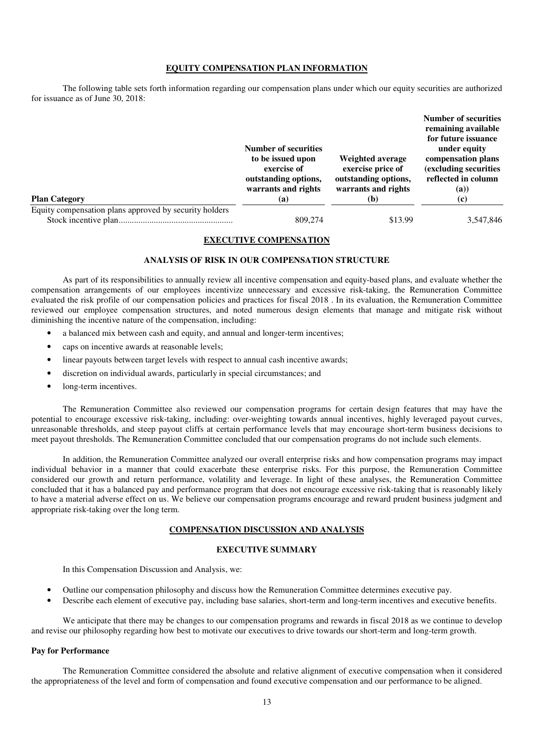## EQUITY COMPENSATION PLAN INFORMATION

The following table sets forth information regarding our compensation plans under which our equity securities are authorized for issuance as of June 30, 2018:

| Plan Category | Number of securities to be issued upon exercise of outstanding options, warrants and rights (a) | Weighted average exercise price of outstanding options, warrants and rights (b) | Number of securities remaining available for future issuance under equity compensation plans (excluding securities reflected in column (a)) (c) |
|---|---|---|---|
| Equity compensation plans approved by security holders | | | |
| Stock incentive plan | 809,274 | $13.99 | 3,547,846 |

## EXECUTIVE COMPENSATION

### ANALYSIS OF RISK IN OUR COMPENSATION STRUCTURE

As part of its responsibilities to annually review all incentive compensation and equity-based plans, and evaluate whether the compensation arrangements of our employees incentivize unnecessary and excessive risk-taking, the Remuneration Committee evaluated the risk profile of our compensation policies and practices for fiscal 2018 . In its evaluation, the Remuneration Committee reviewed our employee compensation structures, and noted numerous design elements that manage and mitigate risk without diminishing the incentive nature of the compensation, including:

- a balanced mix between cash and equity, and annual and longer-term incentives;
- caps on incentive awards at reasonable levels;
- linear payouts between target levels with respect to annual cash incentive awards;
- discretion on individual awards, particularly in special circumstances; and
- long-term incentives.

The Remuneration Committee also reviewed our compensation programs for certain design features that may have the potential to encourage excessive risk-taking, including: over-weighting towards annual incentives, highly leveraged payout curves, unreasonable thresholds, and steep payout cliffs at certain performance levels that may encourage short-term business decisions to meet payout thresholds. The Remuneration Committee concluded that our compensation programs do not include such elements.

In addition, the Remuneration Committee analyzed our overall enterprise risks and how compensation programs may impact individual behavior in a manner that could exacerbate these enterprise risks. For this purpose, the Remuneration Committee considered our growth and return performance, volatility and leverage. In light of these analyses, the Remuneration Committee concluded that it has a balanced pay and performance program that does not encourage excessive risk-taking that is reasonably likely to have a material adverse effect on us. We believe our compensation programs encourage and reward prudent business judgment and appropriate risk-taking over the long term.

## COMPENSATION DISCUSSION AND ANALYSIS

### EXECUTIVE SUMMARY

In this Compensation Discussion and Analysis, we:

- Outline our compensation philosophy and discuss how the Remuneration Committee determines executive pay.
- Describe each element of executive pay, including base salaries, short-term and long-term incentives and executive benefits.

We anticipate that there may be changes to our compensation programs and rewards in fiscal 2018 as we continue to develop and revise our philosophy regarding how best to motivate our executives to drive towards our short-term and long-term growth.

**Pay for Performance**

The Remuneration Committee considered the absolute and relative alignment of executive compensation when it considered the appropriateness of the level and form of compensation and found executive compensation and our performance to be aligned.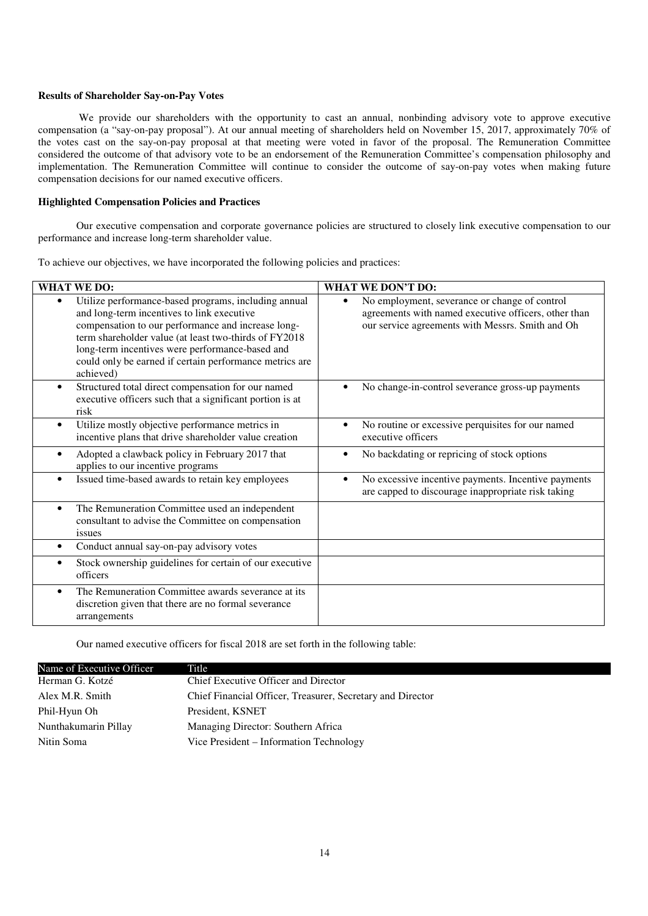**Results of Shareholder Say-on-Pay Votes**

We provide our shareholders with the opportunity to cast an annual, nonbinding advisory vote to approve executive compensation (a "say-on-pay proposal"). At our annual meeting of shareholders held on November 15, 2017, approximately 70% of the votes cast on the say-on-pay proposal at that meeting were voted in favor of the proposal. The Remuneration Committee considered the outcome of that advisory vote to be an endorsement of the Remuneration Committee's compensation philosophy and implementation. The Remuneration Committee will continue to consider the outcome of say-on-pay votes when making future compensation decisions for our named executive officers.

**Highlighted Compensation Policies and Practices**

Our executive compensation and corporate governance policies are structured to closely link executive compensation to our performance and increase long-term shareholder value.

To achieve our objectives, we have incorporated the following policies and practices:

| WHAT WE DO: | WHAT WE DON'T DO: |
|---|---|
| • Utilize performance-based programs, including annual and long-term incentives to link executive compensation to our performance and increase long-term shareholder value (at least two-thirds of FY2018 long-term incentives were performance-based and could only be earned if certain performance metrics are achieved) | • No employment, severance or change of control agreements with named executive officers, other than our service agreements with Messrs. Smith and Oh |
| • Structured total direct compensation for our named executive officers such that a significant portion is at risk | • No change-in-control severance gross-up payments |
| • Utilize mostly objective performance metrics in incentive plans that drive shareholder value creation | • No routine or excessive perquisites for our named executive officers |
| • Adopted a clawback policy in February 2017 that applies to our incentive programs | • No backdating or repricing of stock options |
| • Issued time-based awards to retain key employees | • No excessive incentive payments. Incentive payments are capped to discourage inappropriate risk taking |
| • The Remuneration Committee used an independent consultant to advise the Committee on compensation issues | |
| • Conduct annual say-on-pay advisory votes | |
| • Stock ownership guidelines for certain of our executive officers | |
| • The Remuneration Committee awards severance at its discretion given that there are no formal severance arrangements | |

Our named executive officers for fiscal 2018 are set forth in the following table:

| Name of Executive Officer | Title |
|---|---|
| Herman G. Kotzé | Chief Executive Officer and Director |
| Alex M.R. Smith | Chief Financial Officer, Treasurer, Secretary and Director |
| Phil-Hyun Oh | President, KSNET |
| Nunthakumarin Pillay | Managing Director: Southern Africa |
| Nitin Soma | Vice President – Information Technology |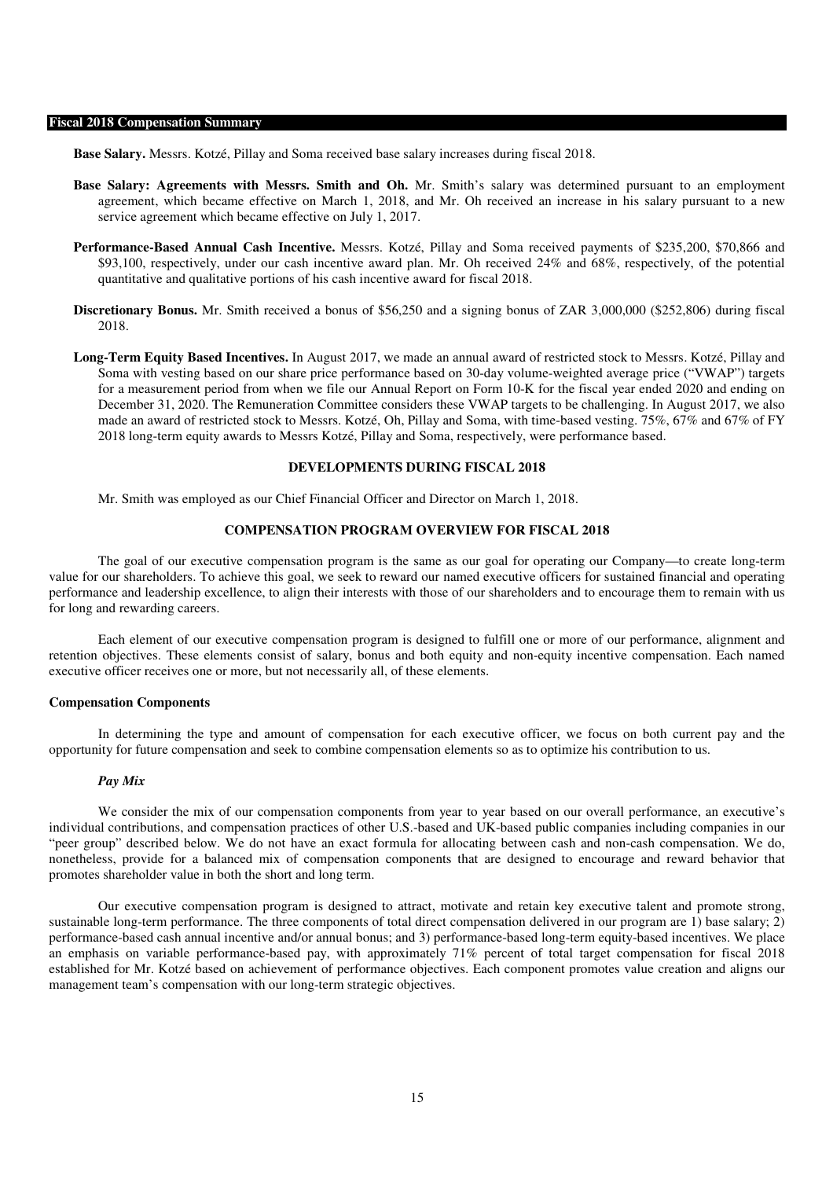## Fiscal 2018 Compensation Summary

**Base Salary.** Messrs. Kotzé, Pillay and Soma received base salary increases during fiscal 2018.

**Base Salary: Agreements with Messrs. Smith and Oh.** Mr. Smith's salary was determined pursuant to an employment agreement, which became effective on March 1, 2018, and Mr. Oh received an increase in his salary pursuant to a new service agreement which became effective on July 1, 2017.

**Performance-Based Annual Cash Incentive.** Messrs. Kotzé, Pillay and Soma received payments of $235,200, $70,866 and $93,100, respectively, under our cash incentive award plan. Mr. Oh received 24% and 68%, respectively, of the potential quantitative and qualitative portions of his cash incentive award for fiscal 2018.

**Discretionary Bonus.** Mr. Smith received a bonus of $56,250 and a signing bonus of ZAR 3,000,000 ($252,806) during fiscal 2018.

**Long-Term Equity Based Incentives.** In August 2017, we made an annual award of restricted stock to Messrs. Kotzé, Pillay and Soma with vesting based on our share price performance based on 30-day volume-weighted average price ("VWAP") targets for a measurement period from when we file our Annual Report on Form 10-K for the fiscal year ended 2020 and ending on December 31, 2020. The Remuneration Committee considers these VWAP targets to be challenging. In August 2017, we also made an award of restricted stock to Messrs. Kotzé, Oh, Pillay and Soma, with time-based vesting. 75%, 67% and 67% of FY 2018 long-term equity awards to Messrs Kotzé, Pillay and Soma, respectively, were performance based.

## DEVELOPMENTS DURING FISCAL 2018

Mr. Smith was employed as our Chief Financial Officer and Director on March 1, 2018.

## COMPENSATION PROGRAM OVERVIEW FOR FISCAL 2018

The goal of our executive compensation program is the same as our goal for operating our Company—to create long-term value for our shareholders. To achieve this goal, we seek to reward our named executive officers for sustained financial and operating performance and leadership excellence, to align their interests with those of our shareholders and to encourage them to remain with us for long and rewarding careers.

Each element of our executive compensation program is designed to fulfill one or more of our performance, alignment and retention objectives. These elements consist of salary, bonus and both equity and non-equity incentive compensation. Each named executive officer receives one or more, but not necessarily all, of these elements.

### Compensation Components

In determining the type and amount of compensation for each executive officer, we focus on both current pay and the opportunity for future compensation and seek to combine compensation elements so as to optimize his contribution to us.

#### *Pay Mix*

We consider the mix of our compensation components from year to year based on our overall performance, an executive's individual contributions, and compensation practices of other U.S.-based and UK-based public companies including companies in our "peer group" described below. We do not have an exact formula for allocating between cash and non-cash compensation. We do, nonetheless, provide for a balanced mix of compensation components that are designed to encourage and reward behavior that promotes shareholder value in both the short and long term.

Our executive compensation program is designed to attract, motivate and retain key executive talent and promote strong, sustainable long-term performance. The three components of total direct compensation delivered in our program are 1) base salary; 2) performance-based cash annual incentive and/or annual bonus; and 3) performance-based long-term equity-based incentives. We place an emphasis on variable performance-based pay, with approximately 71% percent of total target compensation for fiscal 2018 established for Mr. Kotzé based on achievement of performance objectives. Each component promotes value creation and aligns our management team's compensation with our long-term strategic objectives.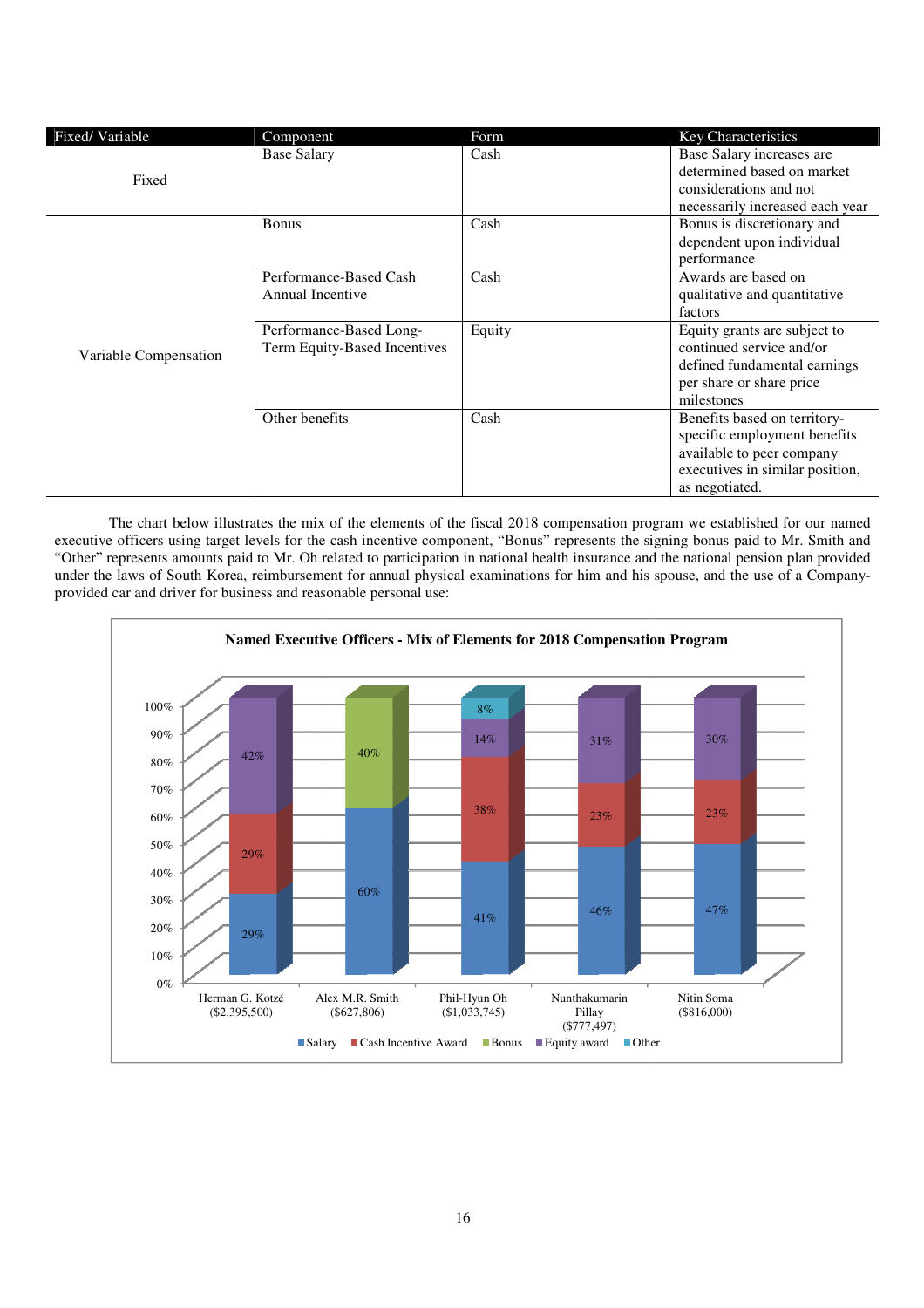| Fixed/ Variable | Component | Form | Key Characteristics |
|---|---|---|---|
| Fixed | Base Salary | Cash | Base Salary increases are determined based on market considerations and not necessarily increased each year |
| Variable Compensation | Bonus | Cash | Bonus is discretionary and dependent upon individual performance |
| | Performance-Based Cash Annual Incentive | Cash | Awards are based on qualitative and quantitative factors |
| | Performance-Based Long-Term Equity-Based Incentives | Equity | Equity grants are subject to continued service and/or defined fundamental earnings per share or share price milestones |
| | Other benefits | Cash | Benefits based on territory-specific employment benefits available to peer company executives in similar position, as negotiated. |

The chart below illustrates the mix of the elements of the fiscal 2018 compensation program we established for our named executive officers using target levels for the cash incentive component, "Bonus" represents the signing bonus paid to Mr. Smith and "Other" represents amounts paid to Mr. Oh related to participation in national health insurance and the national pension plan provided under the laws of South Korea, reimbursement for annual physical examinations for him and his spouse, and the use of a Company-provided car and driver for business and reasonable personal use:

**Named Executive Officers - Mix of Elements for 2018 Compensation Program**

| | Salary | Cash Incentive Award | Bonus | Equity award | Other |
|---|---|---|---|---|---|
| Herman G. Kotzé ($2,395,500) | 29% | 29% | | 42% | |
| Alex M.R. Smith ($627,806) | 60% | | 40% | | |
| Phil-Hyun Oh ($1,033,745) | 41% | 38% | | 14% | 8% |
| Nunthakumarin Pillay ($777,497) | 46% | 23% | | 31% | |
| Nitin Soma ($816,000) | 47% | 23% | | 30% | |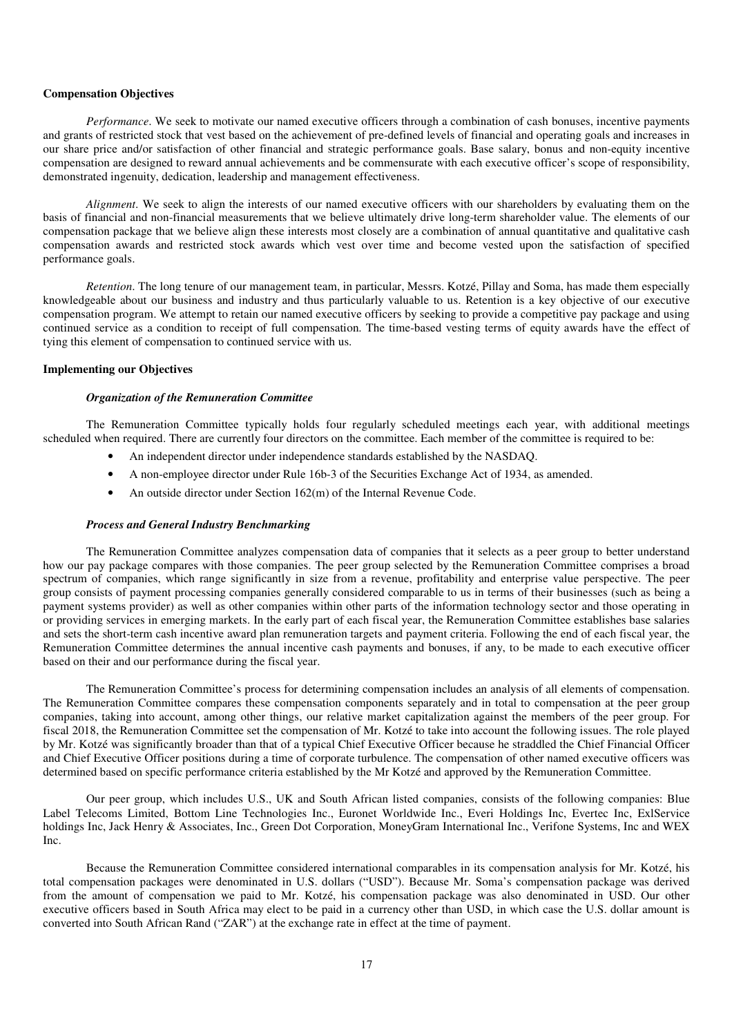**Compensation Objectives**

*Performance*. We seek to motivate our named executive officers through a combination of cash bonuses, incentive payments and grants of restricted stock that vest based on the achievement of pre-defined levels of financial and operating goals and increases in our share price and/or satisfaction of other financial and strategic performance goals. Base salary, bonus and non-equity incentive compensation are designed to reward annual achievements and be commensurate with each executive officer's scope of responsibility, demonstrated ingenuity, dedication, leadership and management effectiveness.

*Alignment*. We seek to align the interests of our named executive officers with our shareholders by evaluating them on the basis of financial and non-financial measurements that we believe ultimately drive long-term shareholder value. The elements of our compensation package that we believe align these interests most closely are a combination of annual quantitative and qualitative cash compensation awards and restricted stock awards which vest over time and become vested upon the satisfaction of specified performance goals.

*Retention*. The long tenure of our management team, in particular, Messrs. Kotzé, Pillay and Soma, has made them especially knowledgeable about our business and industry and thus particularly valuable to us. Retention is a key objective of our executive compensation program. We attempt to retain our named executive officers by seeking to provide a competitive pay package and using continued service as a condition to receipt of full compensation. The time-based vesting terms of equity awards have the effect of tying this element of compensation to continued service with us.

**Implementing our Objectives**

***Organization of the Remuneration Committee***

The Remuneration Committee typically holds four regularly scheduled meetings each year, with additional meetings scheduled when required. There are currently four directors on the committee. Each member of the committee is required to be:

- An independent director under independence standards established by the NASDAQ.
- A non-employee director under Rule 16b-3 of the Securities Exchange Act of 1934, as amended.
- An outside director under Section 162(m) of the Internal Revenue Code.

***Process and General Industry Benchmarking***

The Remuneration Committee analyzes compensation data of companies that it selects as a peer group to better understand how our pay package compares with those companies. The peer group selected by the Remuneration Committee comprises a broad spectrum of companies, which range significantly in size from a revenue, profitability and enterprise value perspective. The peer group consists of payment processing companies generally considered comparable to us in terms of their businesses (such as being a payment systems provider) as well as other companies within other parts of the information technology sector and those operating in or providing services in emerging markets. In the early part of each fiscal year, the Remuneration Committee establishes base salaries and sets the short-term cash incentive award plan remuneration targets and payment criteria. Following the end of each fiscal year, the Remuneration Committee determines the annual incentive cash payments and bonuses, if any, to be made to each executive officer based on their and our performance during the fiscal year.

The Remuneration Committee's process for determining compensation includes an analysis of all elements of compensation. The Remuneration Committee compares these compensation components separately and in total to compensation at the peer group companies, taking into account, among other things, our relative market capitalization against the members of the peer group. For fiscal 2018, the Remuneration Committee set the compensation of Mr. Kotzé to take into account the following issues. The role played by Mr. Kotzé was significantly broader than that of a typical Chief Executive Officer because he straddled the Chief Financial Officer and Chief Executive Officer positions during a time of corporate turbulence. The compensation of other named executive officers was determined based on specific performance criteria established by the Mr Kotzé and approved by the Remuneration Committee.

Our peer group, which includes U.S., UK and South African listed companies, consists of the following companies: Blue Label Telecoms Limited, Bottom Line Technologies Inc., Euronet Worldwide Inc., Everi Holdings Inc, Evertec Inc, ExlService holdings Inc, Jack Henry & Associates, Inc., Green Dot Corporation, MoneyGram International Inc., Verifone Systems, Inc and WEX Inc.

Because the Remuneration Committee considered international comparables in its compensation analysis for Mr. Kotzé, his total compensation packages were denominated in U.S. dollars ("USD"). Because Mr. Soma's compensation package was derived from the amount of compensation we paid to Mr. Kotzé, his compensation package was also denominated in USD. Our other executive officers based in South Africa may elect to be paid in a currency other than USD, in which case the U.S. dollar amount is converted into South African Rand ("ZAR") at the exchange rate in effect at the time of payment.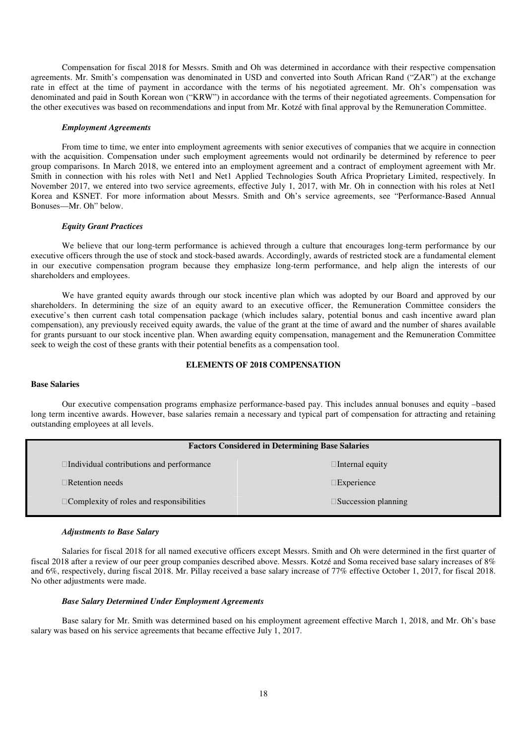Compensation for fiscal 2018 for Messrs. Smith and Oh was determined in accordance with their respective compensation agreements. Mr. Smith's compensation was denominated in USD and converted into South African Rand ("ZAR") at the exchange rate in effect at the time of payment in accordance with the terms of his negotiated agreement. Mr. Oh's compensation was denominated and paid in South Korean won ("KRW") in accordance with the terms of their negotiated agreements. Compensation for the other executives was based on recommendations and input from Mr. Kotzé with final approval by the Remuneration Committee.

*Employment Agreements*

From time to time, we enter into employment agreements with senior executives of companies that we acquire in connection with the acquisition. Compensation under such employment agreements would not ordinarily be determined by reference to peer group comparisons. In March 2018, we entered into an employment agreement and a contract of employment agreement with Mr. Smith in connection with his roles with Net1 and Net1 Applied Technologies South Africa Proprietary Limited, respectively. In November 2017, we entered into two service agreements, effective July 1, 2017, with Mr. Oh in connection with his roles at Net1 Korea and KSNET. For more information about Messrs. Smith and Oh's service agreements, see "Performance-Based Annual Bonuses—Mr. Oh" below.

*Equity Grant Practices*

We believe that our long-term performance is achieved through a culture that encourages long-term performance by our executive officers through the use of stock and stock-based awards. Accordingly, awards of restricted stock are a fundamental element in our executive compensation program because they emphasize long-term performance, and help align the interests of our shareholders and employees.

We have granted equity awards through our stock incentive plan which was adopted by our Board and approved by our shareholders. In determining the size of an equity award to an executive officer, the Remuneration Committee considers the executive's then current cash total compensation package (which includes salary, potential bonus and cash incentive award plan compensation), any previously received equity awards, the value of the grant at the time of award and the number of shares available for grants pursuant to our stock incentive plan. When awarding equity compensation, management and the Remuneration Committee seek to weigh the cost of these grants with their potential benefits as a compensation tool.

## ELEMENTS OF 2018 COMPENSATION

**Base Salaries**

Our executive compensation programs emphasize performance-based pay. This includes annual bonuses and equity –based long term incentive awards. However, base salaries remain a necessary and typical part of compensation for attracting and retaining outstanding employees at all levels.

| Factors Considered in Determining Base Salaries | |
|---|---|
| Individual contributions and performance | Internal equity |
| Retention needs | Experience |
| Complexity of roles and responsibilities | Succession planning |

*Adjustments to Base Salary*

Salaries for fiscal 2018 for all named executive officers except Messrs. Smith and Oh were determined in the first quarter of fiscal 2018 after a review of our peer group companies described above. Messrs. Kotzé and Soma received base salary increases of 8% and 6%, respectively, during fiscal 2018. Mr. Pillay received a base salary increase of 77% effective October 1, 2017, for fiscal 2018. No other adjustments were made.

*Base Salary Determined Under Employment Agreements*

Base salary for Mr. Smith was determined based on his employment agreement effective March 1, 2018, and Mr. Oh's base salary was based on his service agreements that became effective July 1, 2017.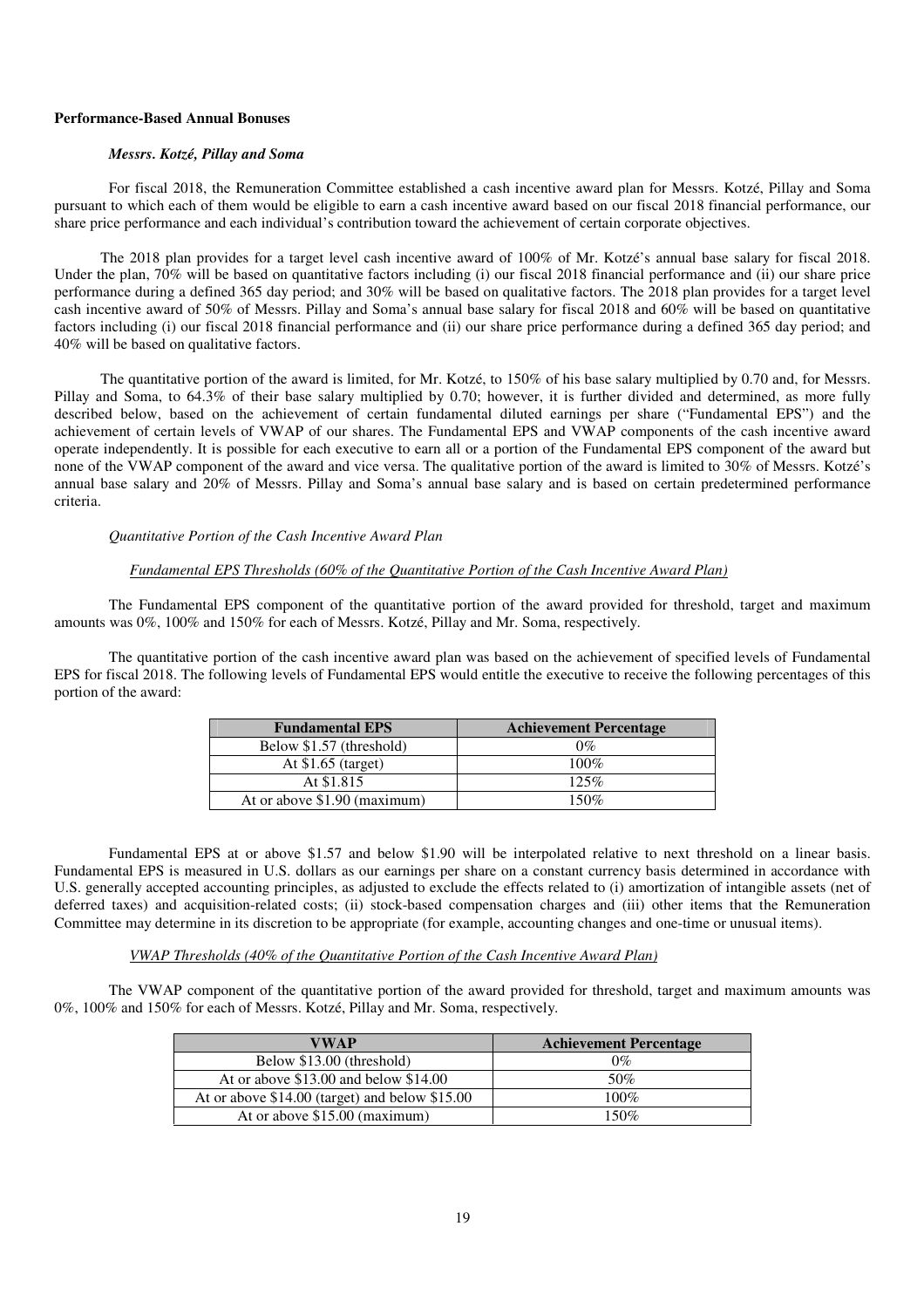**Performance-Based Annual Bonuses**

***Messrs. Kotzé, Pillay and Soma***

For fiscal 2018, the Remuneration Committee established a cash incentive award plan for Messrs. Kotzé, Pillay and Soma pursuant to which each of them would be eligible to earn a cash incentive award based on our fiscal 2018 financial performance, our share price performance and each individual's contribution toward the achievement of certain corporate objectives.

The 2018 plan provides for a target level cash incentive award of 100% of Mr. Kotzé's annual base salary for fiscal 2018. Under the plan, 70% will be based on quantitative factors including (i) our fiscal 2018 financial performance and (ii) our share price performance during a defined 365 day period; and 30% will be based on qualitative factors. The 2018 plan provides for a target level cash incentive award of 50% of Messrs. Pillay and Soma's annual base salary for fiscal 2018 and 60% will be based on quantitative factors including (i) our fiscal 2018 financial performance and (ii) our share price performance during a defined 365 day period; and 40% will be based on qualitative factors.

The quantitative portion of the award is limited, for Mr. Kotzé, to 150% of his base salary multiplied by 0.70 and, for Messrs. Pillay and Soma, to 64.3% of their base salary multiplied by 0.70; however, it is further divided and determined, as more fully described below, based on the achievement of certain fundamental diluted earnings per share ("Fundamental EPS") and the achievement of certain levels of VWAP of our shares. The Fundamental EPS and VWAP components of the cash incentive award operate independently. It is possible for each executive to earn all or a portion of the Fundamental EPS component of the award but none of the VWAP component of the award and vice versa. The qualitative portion of the award is limited to 30% of Messrs. Kotzé's annual base salary and 20% of Messrs. Pillay and Soma's annual base salary and is based on certain predetermined performance criteria.

*Quantitative Portion of the Cash Incentive Award Plan*

*Fundamental EPS Thresholds (60% of the Quantitative Portion of the Cash Incentive Award Plan)*

The Fundamental EPS component of the quantitative portion of the award provided for threshold, target and maximum amounts was 0%, 100% and 150% for each of Messrs. Kotzé, Pillay and Mr. Soma, respectively.

The quantitative portion of the cash incentive award plan was based on the achievement of specified levels of Fundamental EPS for fiscal 2018. The following levels of Fundamental EPS would entitle the executive to receive the following percentages of this portion of the award:

| Fundamental EPS | Achievement Percentage |
|---|---|
| Below $1.57 (threshold) | 0% |
| At $1.65 (target) | 100% |
| At $1.815 | 125% |
| At or above $1.90 (maximum) | 150% |

Fundamental EPS at or above $1.57 and below $1.90 will be interpolated relative to next threshold on a linear basis. Fundamental EPS is measured in U.S. dollars as our earnings per share on a constant currency basis determined in accordance with U.S. generally accepted accounting principles, as adjusted to exclude the effects related to (i) amortization of intangible assets (net of deferred taxes) and acquisition-related costs; (ii) stock-based compensation charges and (iii) other items that the Remuneration Committee may determine in its discretion to be appropriate (for example, accounting changes and one-time or unusual items).

*VWAP Thresholds (40% of the Quantitative Portion of the Cash Incentive Award Plan)*

The VWAP component of the quantitative portion of the award provided for threshold, target and maximum amounts was 0%, 100% and 150% for each of Messrs. Kotzé, Pillay and Mr. Soma, respectively.

| VWAP | Achievement Percentage |
|---|---|
| Below $13.00 (threshold) | 0% |
| At or above $13.00 and below $14.00 | 50% |
| At or above $14.00 (target) and below $15.00 | 100% |
| At or above $15.00 (maximum) | 150% |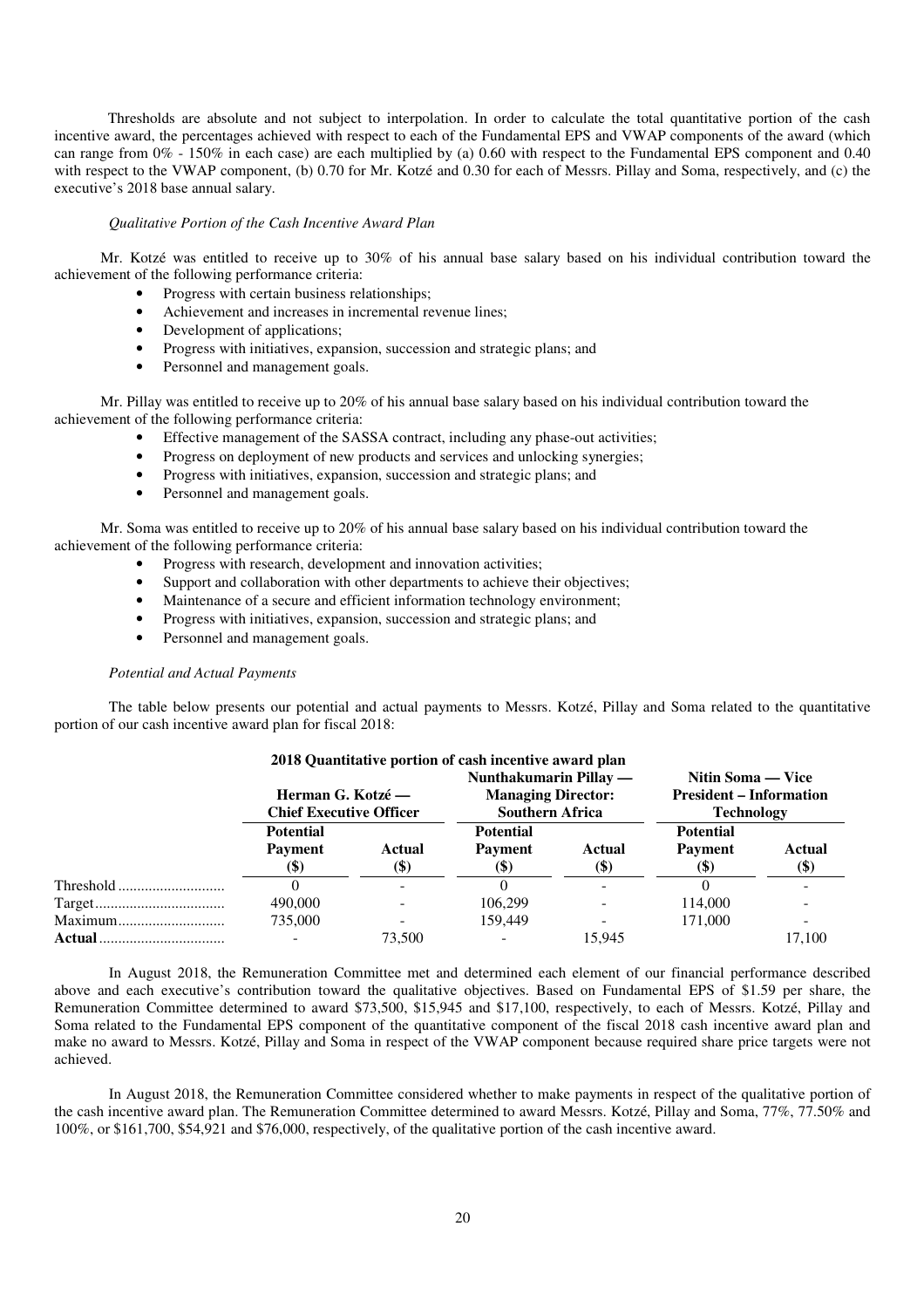Thresholds are absolute and not subject to interpolation. In order to calculate the total quantitative portion of the cash incentive award, the percentages achieved with respect to each of the Fundamental EPS and VWAP components of the award (which can range from 0% - 150% in each case) are each multiplied by (a) 0.60 with respect to the Fundamental EPS component and 0.40 with respect to the VWAP component, (b) 0.70 for Mr. Kotzé and 0.30 for each of Messrs. Pillay and Soma, respectively, and (c) the executive's 2018 base annual salary.

*Qualitative Portion of the Cash Incentive Award Plan*

Mr. Kotzé was entitled to receive up to 30% of his annual base salary based on his individual contribution toward the achievement of the following performance criteria:

- Progress with certain business relationships;
- Achievement and increases in incremental revenue lines;
- Development of applications;
- Progress with initiatives, expansion, succession and strategic plans; and
- Personnel and management goals.

Mr. Pillay was entitled to receive up to 20% of his annual base salary based on his individual contribution toward the achievement of the following performance criteria:

- Effective management of the SASSA contract, including any phase-out activities;
- Progress on deployment of new products and services and unlocking synergies;
- Progress with initiatives, expansion, succession and strategic plans; and
- Personnel and management goals.

Mr. Soma was entitled to receive up to 20% of his annual base salary based on his individual contribution toward the achievement of the following performance criteria:

- Progress with research, development and innovation activities;
- Support and collaboration with other departments to achieve their objectives;
- Maintenance of a secure and efficient information technology environment;
- Progress with initiatives, expansion, succession and strategic plans; and
- Personnel and management goals.

*Potential and Actual Payments*

The table below presents our potential and actual payments to Messrs. Kotzé, Pillay and Soma related to the quantitative portion of our cash incentive award plan for fiscal 2018:

**2018 Quantitative portion of cash incentive award plan**

| | Herman G. Kotzé — Chief Executive Officer | | Nunthakumarin Pillay — Managing Director: Southern Africa | | Nitin Soma — Vice President – Information Technology | |
|---|---|---|---|---|---|---|
| | **Potential Payment ($)** | **Actual ($)** | **Potential Payment ($)** | **Actual ($)** | **Potential Payment ($)** | **Actual ($)** |
| Threshold | 0 | - | 0 | - | 0 | - |
| Target | 490,000 | - | 106,299 | - | 114,000 | - |
| Maximum | 735,000 | - | 159,449 | - | 171,000 | - |
| **Actual** | - | 73,500 | - | 15,945 | | 17,100 |

In August 2018, the Remuneration Committee met and determined each element of our financial performance described above and each executive's contribution toward the qualitative objectives. Based on Fundamental EPS of $1.59 per share, the Remuneration Committee determined to award $73,500, $15,945 and $17,100, respectively, to each of Messrs. Kotzé, Pillay and Soma related to the Fundamental EPS component of the quantitative component of the fiscal 2018 cash incentive award plan and make no award to Messrs. Kotzé, Pillay and Soma in respect of the VWAP component because required share price targets were not achieved.

In August 2018, the Remuneration Committee considered whether to make payments in respect of the qualitative portion of the cash incentive award plan. The Remuneration Committee determined to award Messrs. Kotzé, Pillay and Soma, 77%, 77.50% and 100%, or $161,700, $54,921 and $76,000, respectively, of the qualitative portion of the cash incentive award.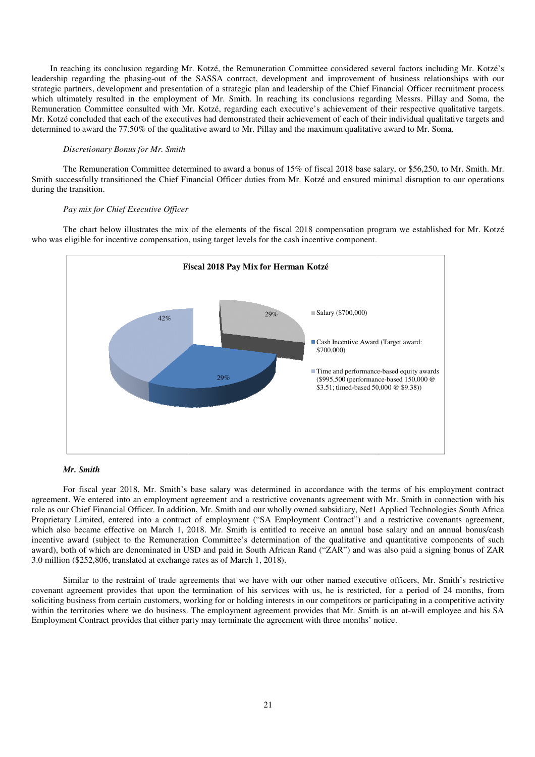In reaching its conclusion regarding Mr. Kotzé, the Remuneration Committee considered several factors including Mr. Kotzé's leadership regarding the phasing-out of the SASSA contract, development and improvement of business relationships with our strategic partners, development and presentation of a strategic plan and leadership of the Chief Financial Officer recruitment process which ultimately resulted in the employment of Mr. Smith. In reaching its conclusions regarding Messrs. Pillay and Soma, the Remuneration Committee consulted with Mr. Kotzé, regarding each executive's achievement of their respective qualitative targets. Mr. Kotzé concluded that each of the executives had demonstrated their achievement of each of their individual qualitative targets and determined to award the 77.50% of the qualitative award to Mr. Pillay and the maximum qualitative award to Mr. Soma.

*Discretionary Bonus for Mr. Smith*

The Remuneration Committee determined to award a bonus of 15% of fiscal 2018 base salary, or $56,250, to Mr. Smith. Mr. Smith successfully transitioned the Chief Financial Officer duties from Mr. Kotzé and ensured minimal disruption to our operations during the transition.

*Pay mix for Chief Executive Officer*

The chart below illustrates the mix of the elements of the fiscal 2018 compensation program we established for Mr. Kotzé who was eligible for incentive compensation, using target levels for the cash incentive component.

**Fiscal 2018 Pay Mix for Herman Kotzé**

- Salary ($700,000) — 29%
- Cash Incentive Award (Target award: $700,000) — 29%
- Time and performance-based equity awards ($995,500 (performance-based 150,000 @ $3.51; timed-based 50,000 @ $9.38)) — 42%

***Mr. Smith***

For fiscal year 2018, Mr. Smith's base salary was determined in accordance with the terms of his employment contract agreement. We entered into an employment agreement and a restrictive covenants agreement with Mr. Smith in connection with his role as our Chief Financial Officer. In addition, Mr. Smith and our wholly owned subsidiary, Net1 Applied Technologies South Africa Proprietary Limited, entered into a contract of employment ("SA Employment Contract") and a restrictive covenants agreement, which also became effective on March 1, 2018. Mr. Smith is entitled to receive an annual base salary and an annual bonus/cash incentive award (subject to the Remuneration Committee's determination of the qualitative and quantitative components of such award), both of which are denominated in USD and paid in South African Rand ("ZAR") and was also paid a signing bonus of ZAR 3.0 million ($252,806, translated at exchange rates as of March 1, 2018).

Similar to the restraint of trade agreements that we have with our other named executive officers, Mr. Smith's restrictive covenant agreement provides that upon the termination of his services with us, he is restricted, for a period of 24 months, from soliciting business from certain customers, working for or holding interests in our competitors or participating in a competitive activity within the territories where we do business. The employment agreement provides that Mr. Smith is an at-will employee and his SA Employment Contract provides that either party may terminate the agreement with three months' notice.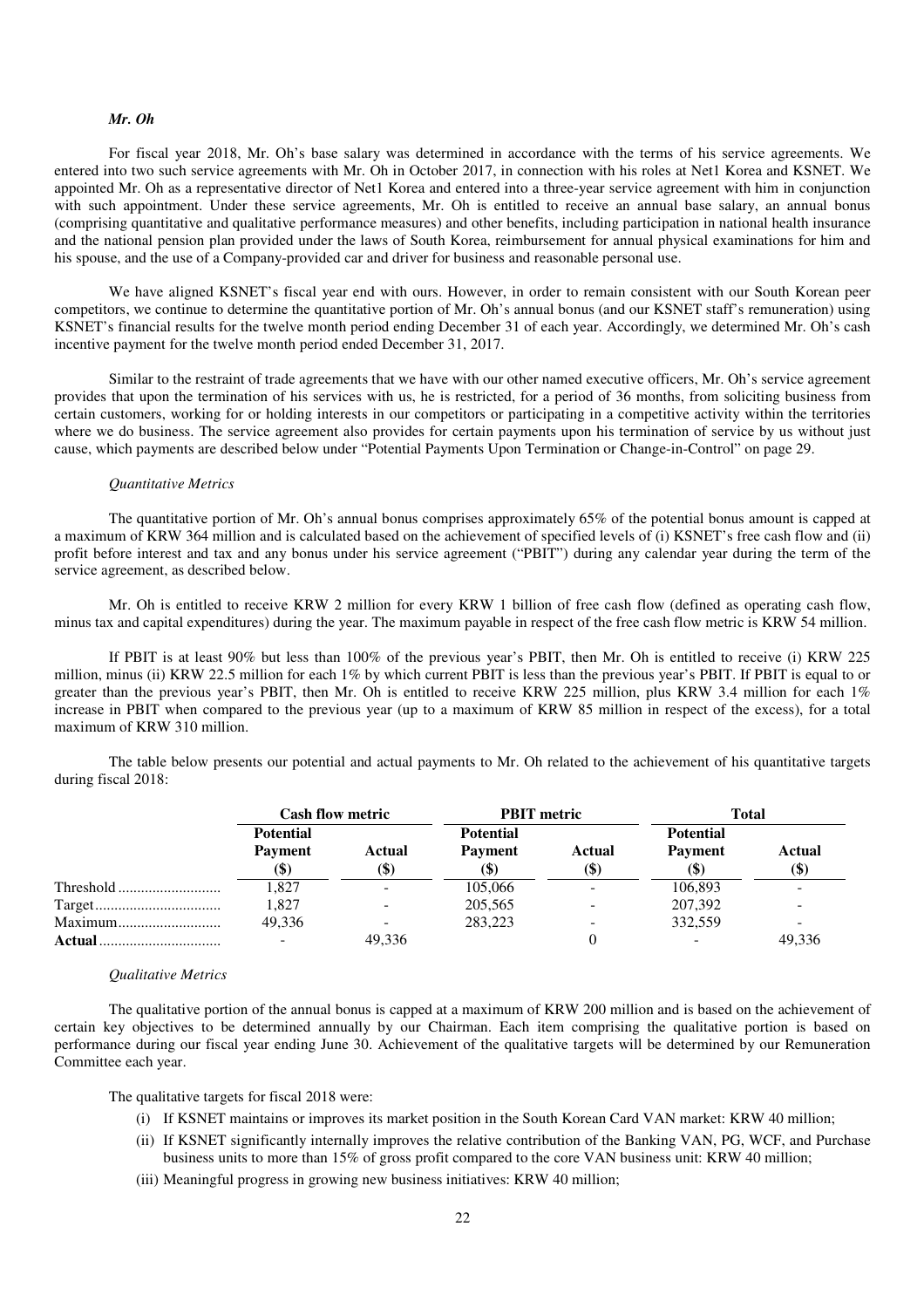### *Mr. Oh*

For fiscal year 2018, Mr. Oh's base salary was determined in accordance with the terms of his service agreements. We entered into two such service agreements with Mr. Oh in October 2017, in connection with his roles at Net1 Korea and KSNET. We appointed Mr. Oh as a representative director of Net1 Korea and entered into a three-year service agreement with him in conjunction with such appointment. Under these service agreements, Mr. Oh is entitled to receive an annual base salary, an annual bonus (comprising quantitative and qualitative performance measures) and other benefits, including participation in national health insurance and the national pension plan provided under the laws of South Korea, reimbursement for annual physical examinations for him and his spouse, and the use of a Company-provided car and driver for business and reasonable personal use.

We have aligned KSNET's fiscal year end with ours. However, in order to remain consistent with our South Korean peer competitors, we continue to determine the quantitative portion of Mr. Oh's annual bonus (and our KSNET staff's remuneration) using KSNET's financial results for the twelve month period ending December 31 of each year. Accordingly, we determined Mr. Oh's cash incentive payment for the twelve month period ended December 31, 2017.

Similar to the restraint of trade agreements that we have with our other named executive officers, Mr. Oh's service agreement provides that upon the termination of his services with us, he is restricted, for a period of 36 months, from soliciting business from certain customers, working for or holding interests in our competitors or participating in a competitive activity within the territories where we do business. The service agreement also provides for certain payments upon his termination of service by us without just cause, which payments are described below under "Potential Payments Upon Termination or Change-in-Control" on page 29.

*Quantitative Metrics*

The quantitative portion of Mr. Oh's annual bonus comprises approximately 65% of the potential bonus amount is capped at a maximum of KRW 364 million and is calculated based on the achievement of specified levels of (i) KSNET's free cash flow and (ii) profit before interest and tax and any bonus under his service agreement ("PBIT") during any calendar year during the term of the service agreement, as described below.

Mr. Oh is entitled to receive KRW 2 million for every KRW 1 billion of free cash flow (defined as operating cash flow, minus tax and capital expenditures) during the year. The maximum payable in respect of the free cash flow metric is KRW 54 million.

If PBIT is at least 90% but less than 100% of the previous year's PBIT, then Mr. Oh is entitled to receive (i) KRW 225 million, minus (ii) KRW 22.5 million for each 1% by which current PBIT is less than the previous year's PBIT. If PBIT is equal to or greater than the previous year's PBIT, then Mr. Oh is entitled to receive KRW 225 million, plus KRW 3.4 million for each 1% increase in PBIT when compared to the previous year (up to a maximum of KRW 85 million in respect of the excess), for a total maximum of KRW 310 million.

The table below presents our potential and actual payments to Mr. Oh related to the achievement of his quantitative targets during fiscal 2018:

| | Cash flow metric | | PBIT metric | | Total | |
|---|---|---|---|---|---|---|
| | Potential Payment ($) | Actual ($) | Potential Payment ($) | Actual ($) | Potential Payment ($) | Actual ($) |
| Threshold | 1,827 | - | 105,066 | - | 106,893 | - |
| Target | 1,827 | - | 205,565 | - | 207,392 | - |
| Maximum | 49,336 | - | 283,223 | - | 332,559 | - |
| **Actual** | - | 49,336 | | 0 | - | 49,336 |

*Qualitative Metrics*

The qualitative portion of the annual bonus is capped at a maximum of KRW 200 million and is based on the achievement of certain key objectives to be determined annually by our Chairman. Each item comprising the qualitative portion is based on performance during our fiscal year ending June 30. Achievement of the qualitative targets will be determined by our Remuneration Committee each year.

The qualitative targets for fiscal 2018 were:

(i) If KSNET maintains or improves its market position in the South Korean Card VAN market: KRW 40 million;

(ii) If KSNET significantly internally improves the relative contribution of the Banking VAN, PG, WCF, and Purchase business units to more than 15% of gross profit compared to the core VAN business unit: KRW 40 million;

(iii) Meaningful progress in growing new business initiatives: KRW 40 million;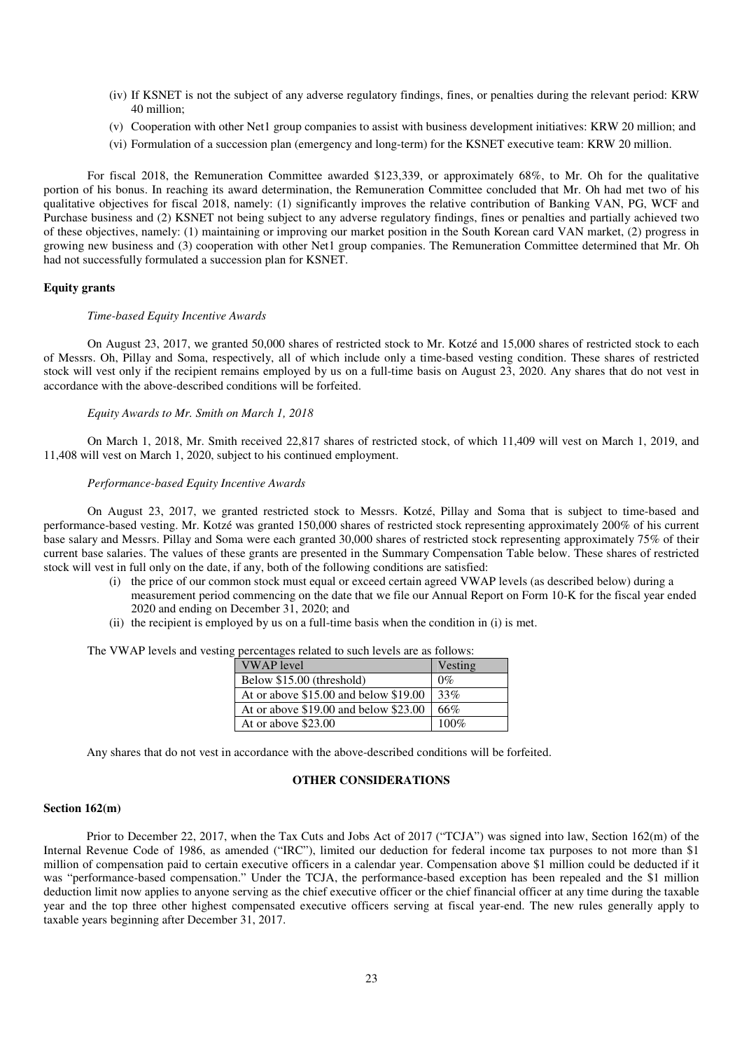(iv) If KSNET is not the subject of any adverse regulatory findings, fines, or penalties during the relevant period: KRW 40 million;

(v) Cooperation with other Net1 group companies to assist with business development initiatives: KRW 20 million; and

(vi) Formulation of a succession plan (emergency and long-term) for the KSNET executive team: KRW 20 million.

For fiscal 2018, the Remuneration Committee awarded $123,339, or approximately 68%, to Mr. Oh for the qualitative portion of his bonus. In reaching its award determination, the Remuneration Committee concluded that Mr. Oh had met two of his qualitative objectives for fiscal 2018, namely: (1) significantly improves the relative contribution of Banking VAN, PG, WCF and Purchase business and (2) KSNET not being subject to any adverse regulatory findings, fines or penalties and partially achieved two of these objectives, namely: (1) maintaining or improving our market position in the South Korean card VAN market, (2) progress in growing new business and (3) cooperation with other Net1 group companies. The Remuneration Committee determined that Mr. Oh had not successfully formulated a succession plan for KSNET.

**Equity grants**

*Time-based Equity Incentive Awards*

On August 23, 2017, we granted 50,000 shares of restricted stock to Mr. Kotzé and 15,000 shares of restricted stock to each of Messrs. Oh, Pillay and Soma, respectively, all of which include only a time-based vesting condition. These shares of restricted stock will vest only if the recipient remains employed by us on a full-time basis on August 23, 2020. Any shares that do not vest in accordance with the above-described conditions will be forfeited.

*Equity Awards to Mr. Smith on March 1, 2018*

On March 1, 2018, Mr. Smith received 22,817 shares of restricted stock, of which 11,409 will vest on March 1, 2019, and 11,408 will vest on March 1, 2020, subject to his continued employment.

*Performance-based Equity Incentive Awards*

On August 23, 2017, we granted restricted stock to Messrs. Kotzé, Pillay and Soma that is subject to time-based and performance-based vesting. Mr. Kotzé was granted 150,000 shares of restricted stock representing approximately 200% of his current base salary and Messrs. Pillay and Soma were each granted 30,000 shares of restricted stock representing approximately 75% of their current base salaries. The values of these grants are presented in the Summary Compensation Table below. These shares of restricted stock will vest in full only on the date, if any, both of the following conditions are satisfied:

(i) the price of our common stock must equal or exceed certain agreed VWAP levels (as described below) during a measurement period commencing on the date that we file our Annual Report on Form 10-K for the fiscal year ended 2020 and ending on December 31, 2020; and

(ii) the recipient is employed by us on a full-time basis when the condition in (i) is met.

The VWAP levels and vesting percentages related to such levels are as follows:

| VWAP level | Vesting |
|---|---|
| Below $15.00 (threshold) | 0% |
| At or above $15.00 and below $19.00 | 33% |
| At or above $19.00 and below $23.00 | 66% |
| At or above $23.00 | 100% |

Any shares that do not vest in accordance with the above-described conditions will be forfeited.

## OTHER CONSIDERATIONS

**Section 162(m)**

Prior to December 22, 2017, when the Tax Cuts and Jobs Act of 2017 ("TCJA") was signed into law, Section 162(m) of the Internal Revenue Code of 1986, as amended ("IRC"), limited our deduction for federal income tax purposes to not more than $1 million of compensation paid to certain executive officers in a calendar year. Compensation above $1 million could be deducted if it was "performance-based compensation." Under the TCJA, the performance-based exception has been repealed and the $1 million deduction limit now applies to anyone serving as the chief executive officer or the chief financial officer at any time during the taxable year and the top three other highest compensated executive officers serving at fiscal year-end. The new rules generally apply to taxable years beginning after December 31, 2017.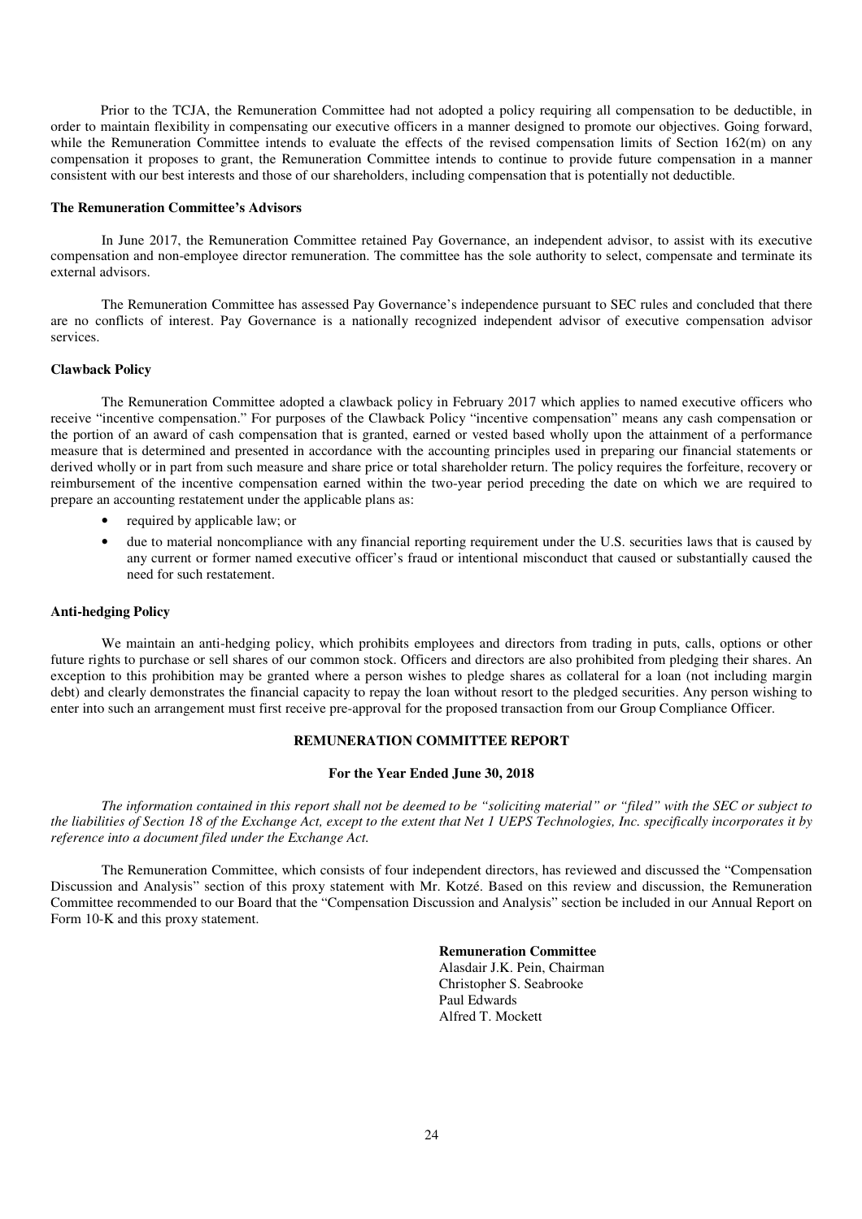Prior to the TCJA, the Remuneration Committee had not adopted a policy requiring all compensation to be deductible, in order to maintain flexibility in compensating our executive officers in a manner designed to promote our objectives. Going forward, while the Remuneration Committee intends to evaluate the effects of the revised compensation limits of Section 162(m) on any compensation it proposes to grant, the Remuneration Committee intends to continue to provide future compensation in a manner consistent with our best interests and those of our shareholders, including compensation that is potentially not deductible.

**The Remuneration Committee's Advisors**

In June 2017, the Remuneration Committee retained Pay Governance, an independent advisor, to assist with its executive compensation and non-employee director remuneration. The committee has the sole authority to select, compensate and terminate its external advisors.

The Remuneration Committee has assessed Pay Governance's independence pursuant to SEC rules and concluded that there are no conflicts of interest. Pay Governance is a nationally recognized independent advisor of executive compensation advisor services.

**Clawback Policy**

The Remuneration Committee adopted a clawback policy in February 2017 which applies to named executive officers who receive "incentive compensation." For purposes of the Clawback Policy "incentive compensation" means any cash compensation or the portion of an award of cash compensation that is granted, earned or vested based wholly upon the attainment of a performance measure that is determined and presented in accordance with the accounting principles used in preparing our financial statements or derived wholly or in part from such measure and share price or total shareholder return. The policy requires the forfeiture, recovery or reimbursement of the incentive compensation earned within the two-year period preceding the date on which we are required to prepare an accounting restatement under the applicable plans as:

- required by applicable law; or
- due to material noncompliance with any financial reporting requirement under the U.S. securities laws that is caused by any current or former named executive officer's fraud or intentional misconduct that caused or substantially caused the need for such restatement.

**Anti-hedging Policy**

We maintain an anti-hedging policy, which prohibits employees and directors from trading in puts, calls, options or other future rights to purchase or sell shares of our common stock. Officers and directors are also prohibited from pledging their shares. An exception to this prohibition may be granted where a person wishes to pledge shares as collateral for a loan (not including margin debt) and clearly demonstrates the financial capacity to repay the loan without resort to the pledged securities. Any person wishing to enter into such an arrangement must first receive pre-approval for the proposed transaction from our Group Compliance Officer.

## REMUNERATION COMMITTEE REPORT

### For the Year Ended June 30, 2018

*The information contained in this report shall not be deemed to be "soliciting material" or "filed" with the SEC or subject to the liabilities of Section 18 of the Exchange Act, except to the extent that Net 1 UEPS Technologies, Inc. specifically incorporates it by reference into a document filed under the Exchange Act.*

The Remuneration Committee, which consists of four independent directors, has reviewed and discussed the "Compensation Discussion and Analysis" section of this proxy statement with Mr. Kotzé. Based on this review and discussion, the Remuneration Committee recommended to our Board that the "Compensation Discussion and Analysis" section be included in our Annual Report on Form 10-K and this proxy statement.

**Remuneration Committee**
Alasdair J.K. Pein, Chairman
Christopher S. Seabrooke
Paul Edwards
Alfred T. Mockett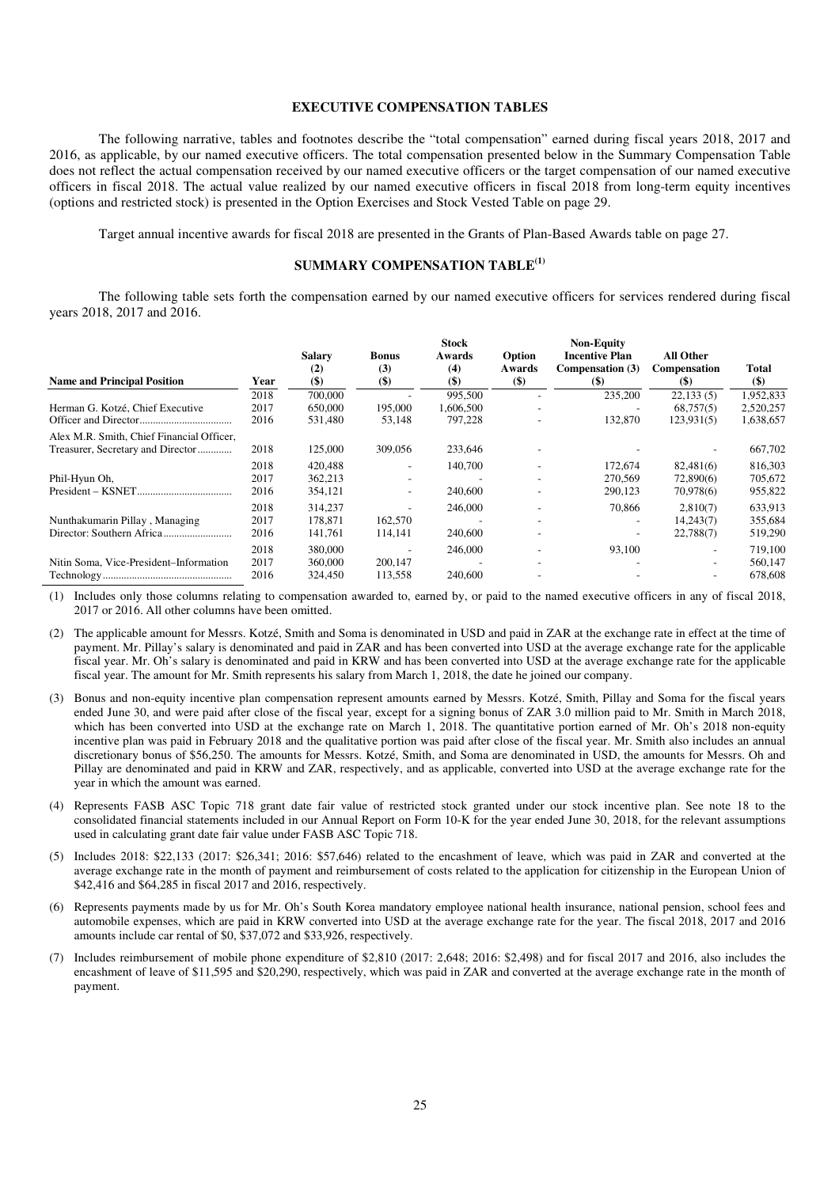## EXECUTIVE COMPENSATION TABLES

The following narrative, tables and footnotes describe the "total compensation" earned during fiscal years 2018, 2017 and 2016, as applicable, by our named executive officers. The total compensation presented below in the Summary Compensation Table does not reflect the actual compensation received by our named executive officers or the target compensation of our named executive officers in fiscal 2018. The actual value realized by our named executive officers in fiscal 2018 from long-term equity incentives (options and restricted stock) is presented in the Option Exercises and Stock Vested Table on page 29.

Target annual incentive awards for fiscal 2018 are presented in the Grants of Plan-Based Awards table on page 27.

### SUMMARY COMPENSATION TABLE[1]

The following table sets forth the compensation earned by our named executive officers for services rendered during fiscal years 2018, 2017 and 2016.

| Name and Principal Position | Year | Salary (2) ($) | Bonus (3) ($) | Stock Awards (4) ($) | Option Awards ($) | Non-Equity Incentive Plan Compensation (3) ($) | All Other Compensation ($) | Total ($) |
|---|---|---|---|---|---|---|---|---|
| Herman G. Kotzé, Chief Executive Officer and Director | 2018 | 700,000 | - | 995,500 | - | 235,200 | 22,133 (5) | 1,952,833 |
| | 2017 | 650,000 | 195,000 | 1,606,500 | - | - | 68,757(5) | 2,520,257 |
| | 2016 | 531,480 | 53,148 | 797,228 | - | 132,870 | 123,931(5) | 1,638,657 |
| Alex M.R. Smith, Chief Financial Officer, Treasurer, Secretary and Director | 2018 | 125,000 | 309,056 | 233,646 | - | - | - | 667,702 |
| Phil-Hyun Oh, President – KSNET | 2018 | 420,488 | - | 140,700 | - | 172,674 | 82,481(6) | 816,303 |
| | 2017 | 362,213 | - | - | - | 270,569 | 72,890(6) | 705,672 |
| | 2016 | 354,121 | - | 240,600 | - | 290,123 | 70,978(6) | 955,822 |
| Nunthakumarin Pillay , Managing Director: Southern Africa | 2018 | 314,237 | - | 246,000 | - | 70,866 | 2,810(7) | 633,913 |
| | 2017 | 178,871 | 162,570 | - | - | - | 14,243(7) | 355,684 |
| | 2016 | 141,761 | 114,141 | 240,600 | - | - | 22,788(7) | 519,290 |
| Nitin Soma, Vice-President–Information Technology | 2018 | 380,000 | - | 246,000 | - | 93,100 | - | 719,100 |
| | 2017 | 360,000 | 200,147 | - | - | - | - | 560,147 |
| | 2016 | 324,450 | 113,558 | 240,600 | - | - | - | 678,608 |

(1) Includes only those columns relating to compensation awarded to, earned by, or paid to the named executive officers in any of fiscal 2018, 2017 or 2016. All other columns have been omitted.

(2) The applicable amount for Messrs. Kotzé, Smith and Soma is denominated in USD and paid in ZAR at the exchange rate in effect at the time of payment. Mr. Pillay's salary is denominated and paid in ZAR and has been converted into USD at the average exchange rate for the applicable fiscal year. Mr. Oh's salary is denominated and paid in KRW and has been converted into USD at the average exchange rate for the applicable fiscal year. The amount for Mr. Smith represents his salary from March 1, 2018, the date he joined our company.

(3) Bonus and non-equity incentive plan compensation represent amounts earned by Messrs. Kotzé, Smith, Pillay and Soma for the fiscal years ended June 30, and were paid after close of the fiscal year, except for a signing bonus of ZAR 3.0 million paid to Mr. Smith in March 2018, which has been converted into USD at the exchange rate on March 1, 2018. The quantitative portion earned of Mr. Oh's 2018 non-equity incentive plan was paid in February 2018 and the qualitative portion was paid after close of the fiscal year. Mr. Smith also includes an annual discretionary bonus of $56,250. The amounts for Messrs. Kotzé, Smith, and Soma are denominated in USD, the amounts for Messrs. Oh and Pillay are denominated and paid in KRW and ZAR, respectively, and as applicable, converted into USD at the average exchange rate for the year in which the amount was earned.

(4) Represents FASB ASC Topic 718 grant date fair value of restricted stock granted under our stock incentive plan. See note 18 to the consolidated financial statements included in our Annual Report on Form 10-K for the year ended June 30, 2018, for the relevant assumptions used in calculating grant date fair value under FASB ASC Topic 718.

(5) Includes 2018: $22,133 (2017: $26,341; 2016: $57,646) related to the encashment of leave, which was paid in ZAR and converted at the average exchange rate in the month of payment and reimbursement of costs related to the application for citizenship in the European Union of $42,416 and $64,285 in fiscal 2017 and 2016, respectively.

(6) Represents payments made by us for Mr. Oh's South Korea mandatory employee national health insurance, national pension, school fees and automobile expenses, which are paid in KRW converted into USD at the average exchange rate for the year. The fiscal 2018, 2017 and 2016 amounts include car rental of $0, $37,072 and $33,926, respectively.

(7) Includes reimbursement of mobile phone expenditure of $2,810 (2017: 2,648; 2016: $2,498) and for fiscal 2017 and 2016, also includes the encashment of leave of $11,595 and $20,290, respectively, which was paid in ZAR and converted at the average exchange rate in the month of payment.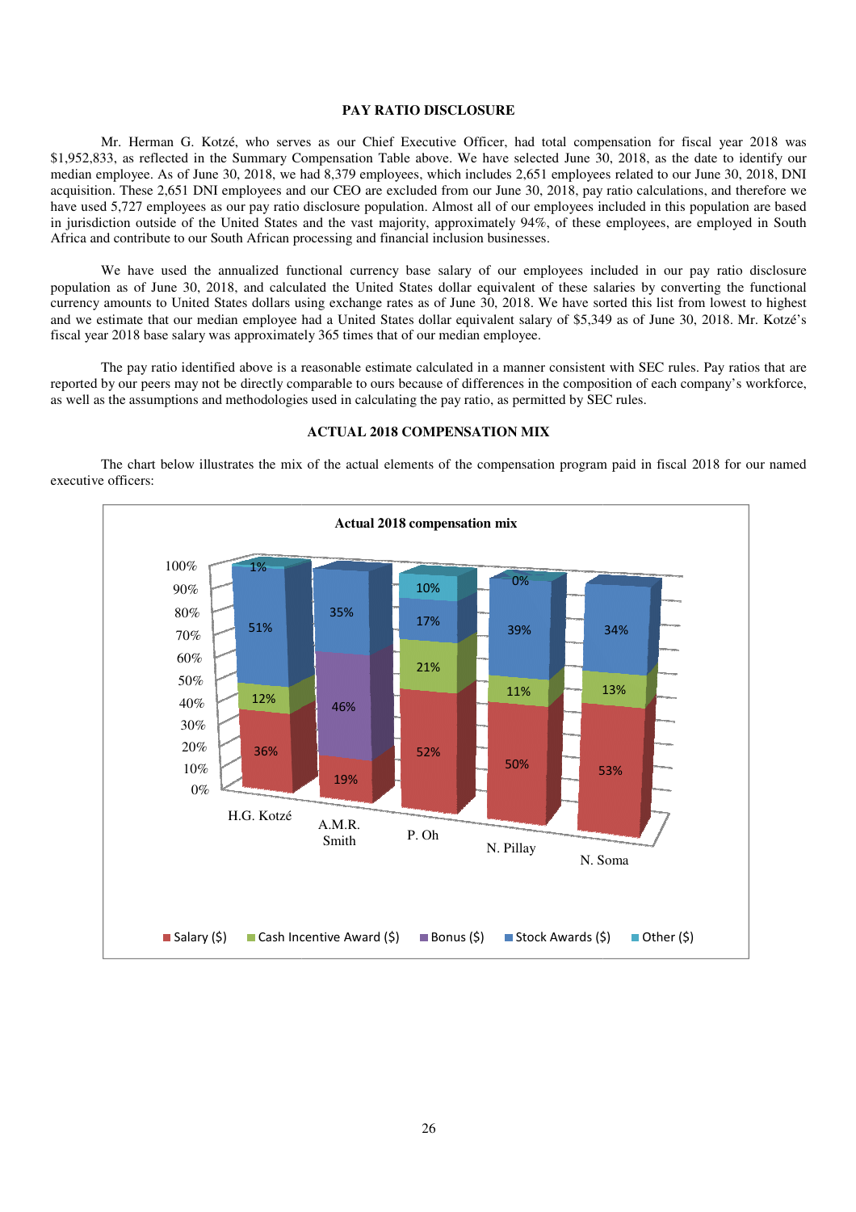## PAY RATIO DISCLOSURE

Mr. Herman G. Kotzé, who serves as our Chief Executive Officer, had total compensation for fiscal year 2018 was $1,952,833, as reflected in the Summary Compensation Table above. We have selected June 30, 2018, as the date to identify our median employee. As of June 30, 2018, we had 8,379 employees, which includes 2,651 employees related to our June 30, 2018, DNI acquisition. These 2,651 DNI employees and our CEO are excluded from our June 30, 2018, pay ratio calculations, and therefore we have used 5,727 employees as our pay ratio disclosure population. Almost all of our employees included in this population are based in jurisdiction outside of the United States and the vast majority, approximately 94%, of these employees, are employed in South Africa and contribute to our South African processing and financial inclusion businesses.

We have used the annualized functional currency base salary of our employees included in our pay ratio disclosure population as of June 30, 2018, and calculated the United States dollar equivalent of these salaries by converting the functional currency amounts to United States dollars using exchange rates as of June 30, 2018. We have sorted this list from lowest to highest and we estimate that our median employee had a United States dollar equivalent salary of $5,349 as of June 30, 2018. Mr. Kotzé's fiscal year 2018 base salary was approximately 365 times that of our median employee.

The pay ratio identified above is a reasonable estimate calculated in a manner consistent with SEC rules. Pay ratios that are reported by our peers may not be directly comparable to ours because of differences in the composition of each company's workforce, as well as the assumptions and methodologies used in calculating the pay ratio, as permitted by SEC rules.

## ACTUAL 2018 COMPENSATION MIX

The chart below illustrates the mix of the actual elements of the compensation program paid in fiscal 2018 for our named executive officers:

**Actual 2018 compensation mix**

| | Salary ($) | Cash Incentive Award ($) | Bonus ($) | Stock Awards ($) | Other ($) |
|---|---|---|---|---|---|
| H.G. Kotzé | 36% | 12% | | 51% | 1% |
| A.M.R. Smith | 19% | | 46% | 35% | |
| P. Oh | 52% | 21% | | 17% | 10% |
| N. Pillay | 50% | 11% | | 39% | 0% |
| N. Soma | 53% | 13% | | 34% | |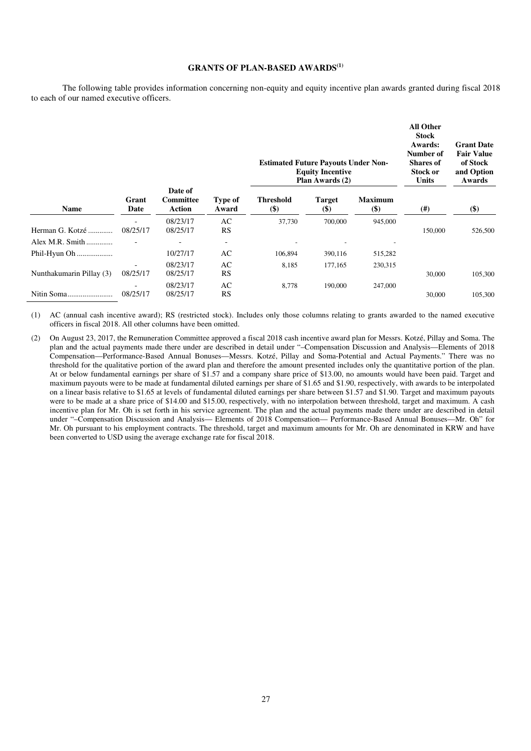### GRANTS OF PLAN-BASED AWARDS[(1)]

The following table provides information concerning non-equity and equity incentive plan awards granted during fiscal 2018 to each of our named executive officers.

| Name | Grant Date | Date of Committee Action | Type of Award | Estimated Future Payouts Under Non-Equity Incentive Plan Awards (2) | | | All Other Stock Awards: Number of Shares of Stock or Units | Grant Date Fair Value of Stock and Option Awards |
|---|---|---|---|---|---|---|---|---|
| | | | | Threshold ($) | Target ($) | Maximum ($) | (#) | ($) |
| Herman G. Kotzé | - | 08/23/17 | AC | 37,730 | 700,000 | 945,000 | | |
| | 08/25/17 | 08/25/17 | RS | | | | 150,000 | 526,500 |
| Alex M.R. Smith | - | - | - | - | - | - | | |
| Phil-Hyun Oh | | 10/27/17 | AC | 106,894 | 390,116 | 515,282 | | |
| Nunthakumarin Pillay (3) | - | 08/23/17 | AC | 8,185 | 177,165 | 230,315 | | |
| | 08/25/17 | 08/25/17 | RS | | | | 30,000 | 105,300 |
| Nitin Soma | - | 08/23/17 | AC | 8,778 | 190,000 | 247,000 | | |
| | 08/25/17 | 08/25/17 | RS | | | | 30,000 | 105,300 |

(1) AC (annual cash incentive award); RS (restricted stock). Includes only those columns relating to grants awarded to the named executive officers in fiscal 2018. All other columns have been omitted.

(2) On August 23, 2017, the Remuneration Committee approved a fiscal 2018 cash incentive award plan for Messrs. Kotzé, Pillay and Soma. The plan and the actual payments made there under are described in detail under "–Compensation Discussion and Analysis—Elements of 2018 Compensation—Performance-Based Annual Bonuses—Messrs. Kotzé, Pillay and Soma-Potential and Actual Payments." There was no threshold for the qualitative portion of the award plan and therefore the amount presented includes only the quantitative portion of the plan. At or below fundamental earnings per share of $1.57 and a company share price of $13.00, no amounts would have been paid. Target and maximum payouts were to be made at fundamental diluted earnings per share of $1.65 and $1.90, respectively, with awards to be interpolated on a linear basis relative to $1.65 at levels of fundamental diluted earnings per share between $1.57 and $1.90. Target and maximum payouts were to be made at a share price of $14.00 and $15.00, respectively, with no interpolation between threshold, target and maximum. A cash incentive plan for Mr. Oh is set forth in his service agreement. The plan and the actual payments made there under are described in detail under "–Compensation Discussion and Analysis— Elements of 2018 Compensation— Performance-Based Annual Bonuses—Mr. Oh" for Mr. Oh pursuant to his employment contracts. The threshold, target and maximum amounts for Mr. Oh are denominated in KRW and have been converted to USD using the average exchange rate for fiscal 2018.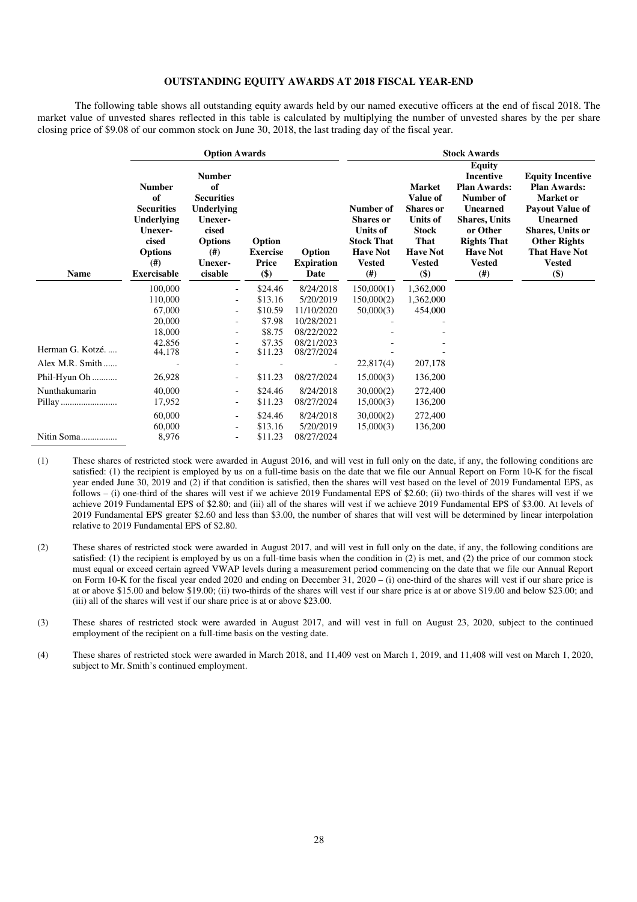**OUTSTANDING EQUITY AWARDS AT 2018 FISCAL YEAR-END**

The following table shows all outstanding equity awards held by our named executive officers at the end of fiscal 2018. The market value of unvested shares reflected in this table is calculated by multiplying the number of unvested shares by the per share closing price of $9.08 of our common stock on June 30, 2018, the last trading day of the fiscal year.

| | Option Awards | | | | Stock Awards | | | |
|---|---|---|---|---|---|---|---|---|
| Name | Number of Securities Underlying Unexer-cised Options (#) Exercisable | Number of Securities Underlying Unexer-cised Options (#) Unexer-cisable | Option Exercise Price ($) | Option Expiration Date | Number of Shares or Units of Stock That Have Not Vested (#) | Market Value of Shares or Units of Stock That Have Not Vested ($) | Equity Incentive Plan Awards: Number of Unearned Shares, Units or Other Rights That Have Not Vested (#) | Equity Incentive Plan Awards: Market or Payout Value of Unearned Shares, Units or Other Rights That Have Not Vested ($) |
| | 100,000 | - | $24.46 | 8/24/2018 | 150,000(1) | 1,362,000 | | |
| | 110,000 | - | $13.16 | 5/20/2019 | 150,000(2) | 1,362,000 | | |
| | 67,000 | - | $10.59 | 11/10/2020 | 50,000(3) | 454,000 | | |
| | 20,000 | - | $7.98 | 10/28/2021 | - | - | | |
| | 18,000 | - | $8.75 | 08/22/2022 | - | - | | |
| | 42,856 | - | $7.35 | 08/21/2023 | - | - | | |
| Herman G. Kotzé | 44,178 | - | $11.23 | 08/27/2024 | - | - | | |
| Alex M.R. Smith | - | - | - | - | 22,817(4) | 207,178 | | |
| Phil-Hyun Oh | 26,928 | - | $11.23 | 08/27/2024 | 15,000(3) | 136,200 | | |
| Nunthakumarin | 40,000 | - | $24.46 | 8/24/2018 | 30,000(2) | 272,400 | | |
| Pillay | 17,952 | - | $11.23 | 08/27/2024 | 15,000(3) | 136,200 | | |
| | 60,000 | - | $24.46 | 8/24/2018 | 30,000(2) | 272,400 | | |
| | 60,000 | - | $13.16 | 5/20/2019 | 15,000(3) | 136,200 | | |
| Nitin Soma | 8,976 | - | $11.23 | 08/27/2024 | | | | |

(1) These shares of restricted stock were awarded in August 2016, and will vest in full only on the date, if any, the following conditions are satisfied: (1) the recipient is employed by us on a full-time basis on the date that we file our Annual Report on Form 10-K for the fiscal year ended June 30, 2019 and (2) if that condition is satisfied, then the shares will vest based on the level of 2019 Fundamental EPS, as follows – (i) one-third of the shares will vest if we achieve 2019 Fundamental EPS of $2.60; (ii) two-thirds of the shares will vest if we achieve 2019 Fundamental EPS of $2.80; and (iii) all of the shares will vest if we achieve 2019 Fundamental EPS of $3.00. At levels of 2019 Fundamental EPS greater $2.60 and less than $3.00, the number of shares that will vest will be determined by linear interpolation relative to 2019 Fundamental EPS of $2.80.

(2) These shares of restricted stock were awarded in August 2017, and will vest in full only on the date, if any, the following conditions are satisfied: (1) the recipient is employed by us on a full-time basis when the condition in (2) is met, and (2) the price of our common stock must equal or exceed certain agreed VWAP levels during a measurement period commencing on the date that we file our Annual Report on Form 10-K for the fiscal year ended 2020 and ending on December 31, 2020 – (i) one-third of the shares will vest if our share price is at or above $15.00 and below $19.00; (ii) two-thirds of the shares will vest if our share price is at or above $19.00 and below $23.00; and (iii) all of the shares will vest if our share price is at or above $23.00.

(3) These shares of restricted stock were awarded in August 2017, and will vest in full on August 23, 2020, subject to the continued employment of the recipient on a full-time basis on the vesting date.

(4) These shares of restricted stock were awarded in March 2018, and 11,409 vest on March 1, 2019, and 11,408 will vest on March 1, 2020, subject to Mr. Smith's continued employment.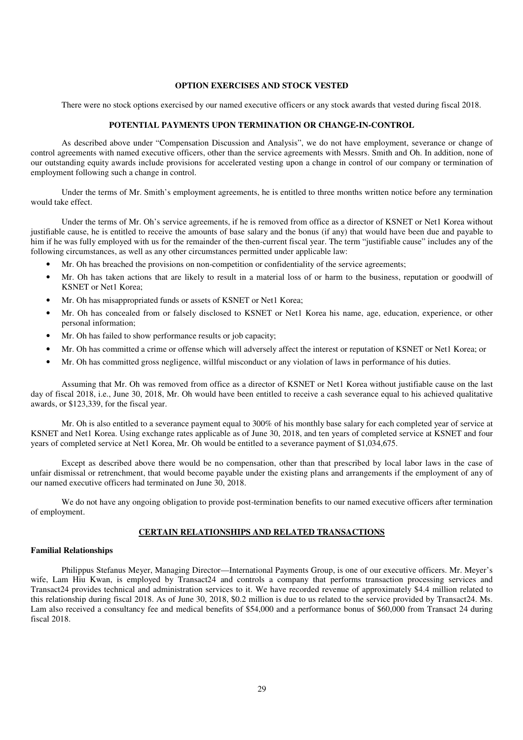## OPTION EXERCISES AND STOCK VESTED

There were no stock options exercised by our named executive officers or any stock awards that vested during fiscal 2018.

## POTENTIAL PAYMENTS UPON TERMINATION OR CHANGE-IN-CONTROL

As described above under "Compensation Discussion and Analysis", we do not have employment, severance or change of control agreements with named executive officers, other than the service agreements with Messrs. Smith and Oh. In addition, none of our outstanding equity awards include provisions for accelerated vesting upon a change in control of our company or termination of employment following such a change in control.

Under the terms of Mr. Smith's employment agreements, he is entitled to three months written notice before any termination would take effect.

Under the terms of Mr. Oh's service agreements, if he is removed from office as a director of KSNET or Net1 Korea without justifiable cause, he is entitled to receive the amounts of base salary and the bonus (if any) that would have been due and payable to him if he was fully employed with us for the remainder of the then-current fiscal year. The term "justifiable cause" includes any of the following circumstances, as well as any other circumstances permitted under applicable law:

- Mr. Oh has breached the provisions on non-competition or confidentiality of the service agreements;
- Mr. Oh has taken actions that are likely to result in a material loss of or harm to the business, reputation or goodwill of KSNET or Net1 Korea;
- Mr. Oh has misappropriated funds or assets of KSNET or Net1 Korea;
- Mr. Oh has concealed from or falsely disclosed to KSNET or Net1 Korea his name, age, education, experience, or other personal information;
- Mr. Oh has failed to show performance results or job capacity;
- Mr. Oh has committed a crime or offense which will adversely affect the interest or reputation of KSNET or Net1 Korea; or
- Mr. Oh has committed gross negligence, willful misconduct or any violation of laws in performance of his duties.

Assuming that Mr. Oh was removed from office as a director of KSNET or Net1 Korea without justifiable cause on the last day of fiscal 2018, i.e., June 30, 2018, Mr. Oh would have been entitled to receive a cash severance equal to his achieved qualitative awards, or $123,339, for the fiscal year.

Mr. Oh is also entitled to a severance payment equal to 300% of his monthly base salary for each completed year of service at KSNET and Net1 Korea. Using exchange rates applicable as of June 30, 2018, and ten years of completed service at KSNET and four years of completed service at Net1 Korea, Mr. Oh would be entitled to a severance payment of $1,034,675.

Except as described above there would be no compensation, other than that prescribed by local labor laws in the case of unfair dismissal or retrenchment, that would become payable under the existing plans and arrangements if the employment of any of our named executive officers had terminated on June 30, 2018.

We do not have any ongoing obligation to provide post-termination benefits to our named executive officers after termination of employment.

## CERTAIN RELATIONSHIPS AND RELATED TRANSACTIONS

### Familial Relationships

Philippus Stefanus Meyer, Managing Director—International Payments Group, is one of our executive officers. Mr. Meyer's wife, Lam Hiu Kwan, is employed by Transact24 and controls a company that performs transaction processing services and Transact24 provides technical and administration services to it. We have recorded revenue of approximately $4.4 million related to this relationship during fiscal 2018. As of June 30, 2018, $0.2 million is due to us related to the service provided by Transact24. Ms. Lam also received a consultancy fee and medical benefits of $54,000 and a performance bonus of $60,000 from Transact 24 during fiscal 2018.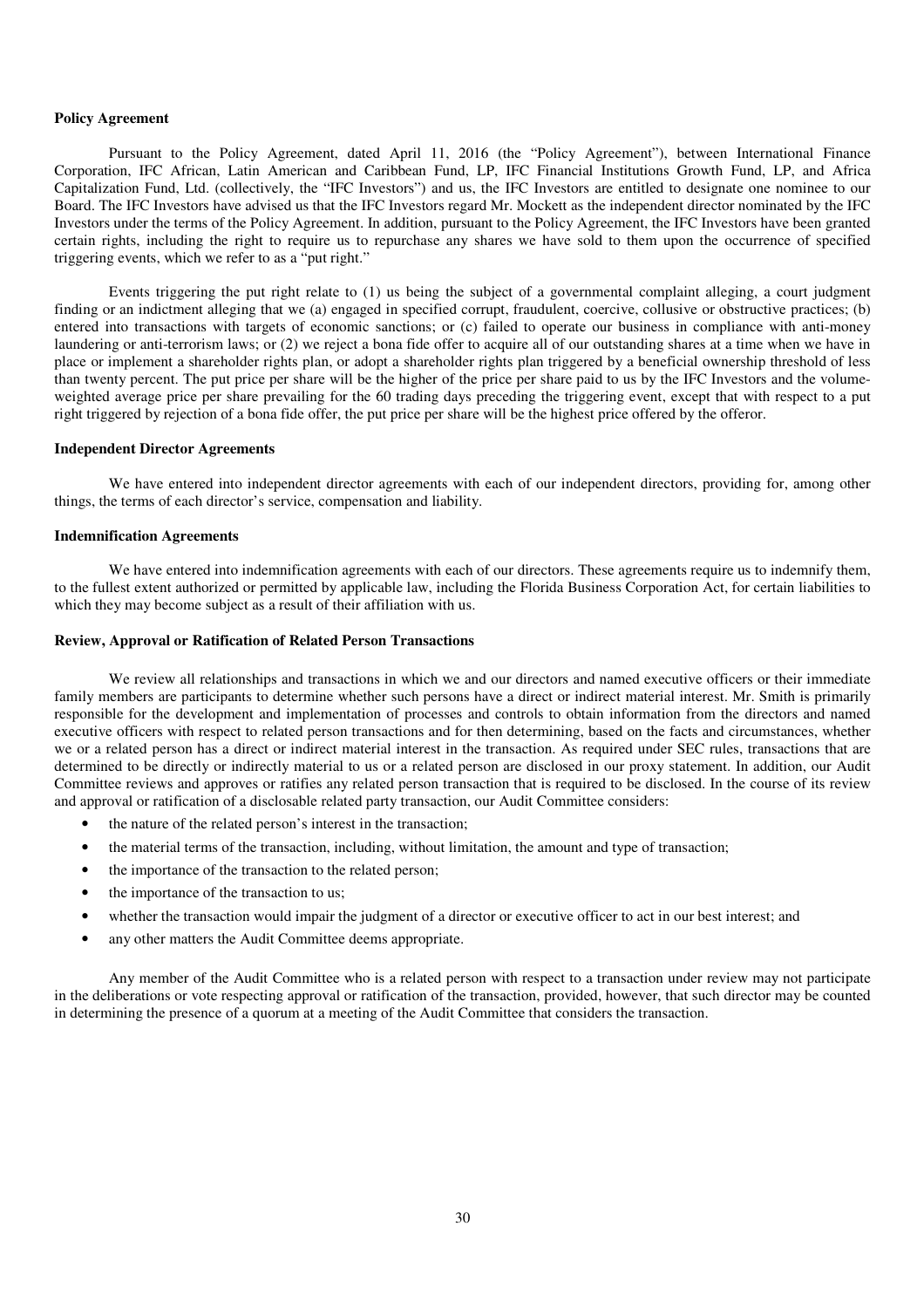**Policy Agreement**

Pursuant to the Policy Agreement, dated April 11, 2016 (the "Policy Agreement"), between International Finance Corporation, IFC African, Latin American and Caribbean Fund, LP, IFC Financial Institutions Growth Fund, LP, and Africa Capitalization Fund, Ltd. (collectively, the "IFC Investors") and us, the IFC Investors are entitled to designate one nominee to our Board. The IFC Investors have advised us that the IFC Investors regard Mr. Mockett as the independent director nominated by the IFC Investors under the terms of the Policy Agreement. In addition, pursuant to the Policy Agreement, the IFC Investors have been granted certain rights, including the right to require us to repurchase any shares we have sold to them upon the occurrence of specified triggering events, which we refer to as a "put right."

Events triggering the put right relate to (1) us being the subject of a governmental complaint alleging, a court judgment finding or an indictment alleging that we (a) engaged in specified corrupt, fraudulent, coercive, collusive or obstructive practices; (b) entered into transactions with targets of economic sanctions; or (c) failed to operate our business in compliance with anti-money laundering or anti-terrorism laws; or (2) we reject a bona fide offer to acquire all of our outstanding shares at a time when we have in place or implement a shareholder rights plan, or adopt a shareholder rights plan triggered by a beneficial ownership threshold of less than twenty percent. The put price per share will be the higher of the price per share paid to us by the IFC Investors and the volume-weighted average price per share prevailing for the 60 trading days preceding the triggering event, except that with respect to a put right triggered by rejection of a bona fide offer, the put price per share will be the highest price offered by the offeror.

**Independent Director Agreements**

We have entered into independent director agreements with each of our independent directors, providing for, among other things, the terms of each director's service, compensation and liability.

**Indemnification Agreements**

We have entered into indemnification agreements with each of our directors. These agreements require us to indemnify them, to the fullest extent authorized or permitted by applicable law, including the Florida Business Corporation Act, for certain liabilities to which they may become subject as a result of their affiliation with us.

**Review, Approval or Ratification of Related Person Transactions**

We review all relationships and transactions in which we and our directors and named executive officers or their immediate family members are participants to determine whether such persons have a direct or indirect material interest. Mr. Smith is primarily responsible for the development and implementation of processes and controls to obtain information from the directors and named executive officers with respect to related person transactions and for then determining, based on the facts and circumstances, whether we or a related person has a direct or indirect material interest in the transaction. As required under SEC rules, transactions that are determined to be directly or indirectly material to us or a related person are disclosed in our proxy statement. In addition, our Audit Committee reviews and approves or ratifies any related person transaction that is required to be disclosed. In the course of its review and approval or ratification of a disclosable related party transaction, our Audit Committee considers:

- the nature of the related person's interest in the transaction;
- the material terms of the transaction, including, without limitation, the amount and type of transaction;
- the importance of the transaction to the related person;
- the importance of the transaction to us;
- whether the transaction would impair the judgment of a director or executive officer to act in our best interest; and
- any other matters the Audit Committee deems appropriate.

Any member of the Audit Committee who is a related person with respect to a transaction under review may not participate in the deliberations or vote respecting approval or ratification of the transaction, provided, however, that such director may be counted in determining the presence of a quorum at a meeting of the Audit Committee that considers the transaction.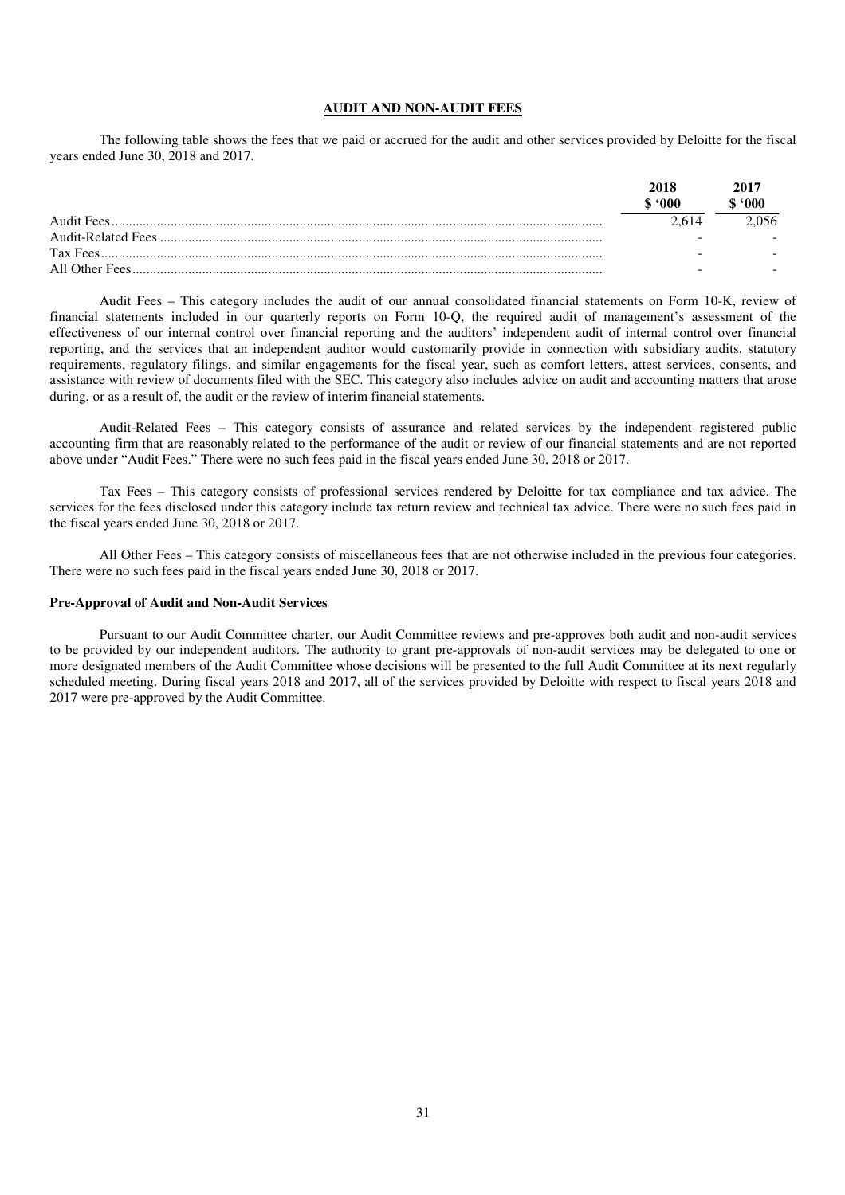## AUDIT AND NON-AUDIT FEES

The following table shows the fees that we paid or accrued for the audit and other services provided by Deloitte for the fiscal years ended June 30, 2018 and 2017.

| | 2018 | 2017 |
|---|---|---|
| | $ '000 | $ '000 |
| Audit Fees | 2,614 | 2,056 |
| Audit-Related Fees | - | - |
| Tax Fees | - | - |
| All Other Fees | - | - |

Audit Fees – This category includes the audit of our annual consolidated financial statements on Form 10-K, review of financial statements included in our quarterly reports on Form 10-Q, the required audit of management's assessment of the effectiveness of our internal control over financial reporting and the auditors' independent audit of internal control over financial reporting, and the services that an independent auditor would customarily provide in connection with subsidiary audits, statutory requirements, regulatory filings, and similar engagements for the fiscal year, such as comfort letters, attest services, consents, and assistance with review of documents filed with the SEC. This category also includes advice on audit and accounting matters that arose during, or as a result of, the audit or the review of interim financial statements.

Audit-Related Fees – This category consists of assurance and related services by the independent registered public accounting firm that are reasonably related to the performance of the audit or review of our financial statements and are not reported above under "Audit Fees." There were no such fees paid in the fiscal years ended June 30, 2018 or 2017.

Tax Fees – This category consists of professional services rendered by Deloitte for tax compliance and tax advice. The services for the fees disclosed under this category include tax return review and technical tax advice. There were no such fees paid in the fiscal years ended June 30, 2018 or 2017.

All Other Fees – This category consists of miscellaneous fees that are not otherwise included in the previous four categories. There were no such fees paid in the fiscal years ended June 30, 2018 or 2017.

### Pre-Approval of Audit and Non-Audit Services

Pursuant to our Audit Committee charter, our Audit Committee reviews and pre-approves both audit and non-audit services to be provided by our independent auditors. The authority to grant pre-approvals of non-audit services may be delegated to one or more designated members of the Audit Committee whose decisions will be presented to the full Audit Committee at its next regularly scheduled meeting. During fiscal years 2018 and 2017, all of the services provided by Deloitte with respect to fiscal years 2018 and 2017 were pre-approved by the Audit Committee.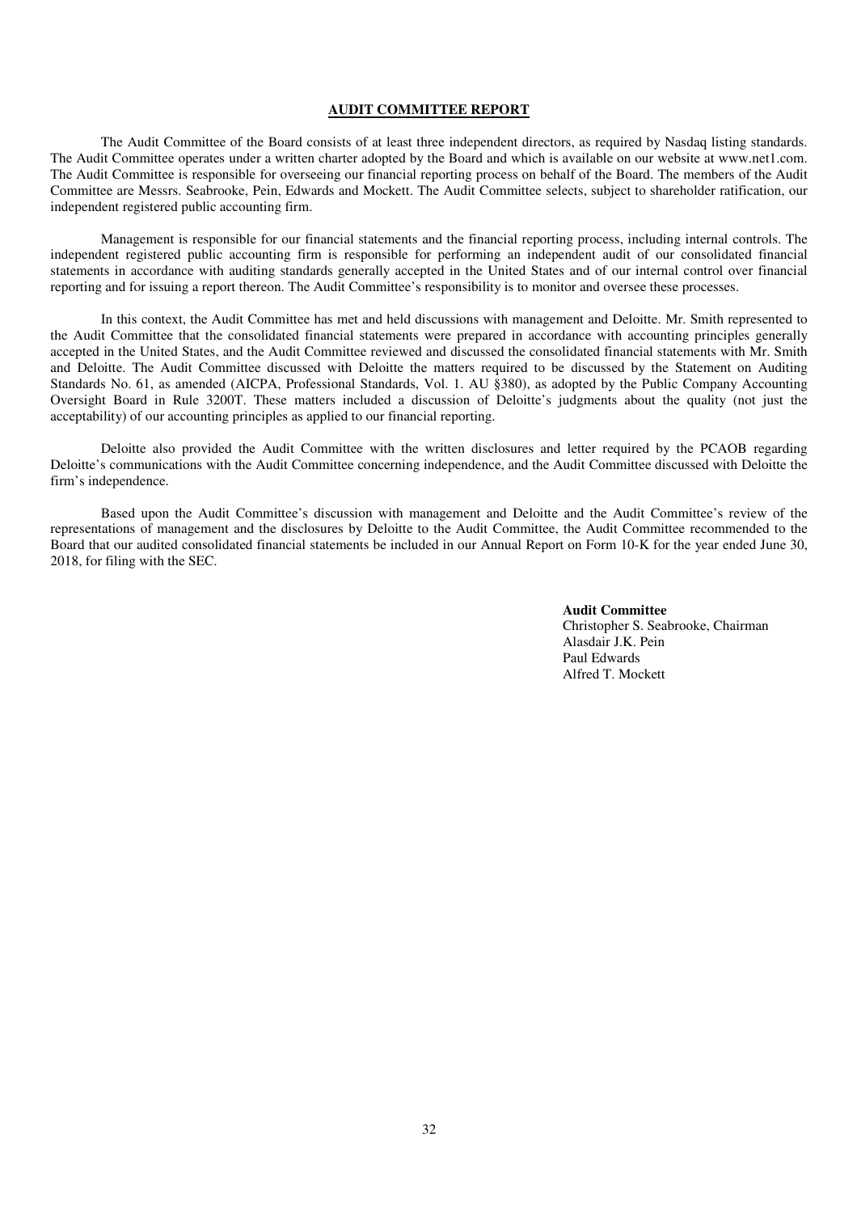## AUDIT COMMITTEE REPORT

The Audit Committee of the Board consists of at least three independent directors, as required by Nasdaq listing standards. The Audit Committee operates under a written charter adopted by the Board and which is available on our website at www.net1.com. The Audit Committee is responsible for overseeing our financial reporting process on behalf of the Board. The members of the Audit Committee are Messrs. Seabrooke, Pein, Edwards and Mockett. The Audit Committee selects, subject to shareholder ratification, our independent registered public accounting firm.

Management is responsible for our financial statements and the financial reporting process, including internal controls. The independent registered public accounting firm is responsible for performing an independent audit of our consolidated financial statements in accordance with auditing standards generally accepted in the United States and of our internal control over financial reporting and for issuing a report thereon. The Audit Committee's responsibility is to monitor and oversee these processes.

In this context, the Audit Committee has met and held discussions with management and Deloitte. Mr. Smith represented to the Audit Committee that the consolidated financial statements were prepared in accordance with accounting principles generally accepted in the United States, and the Audit Committee reviewed and discussed the consolidated financial statements with Mr. Smith and Deloitte. The Audit Committee discussed with Deloitte the matters required to be discussed by the Statement on Auditing Standards No. 61, as amended (AICPA, Professional Standards, Vol. 1. AU §380), as adopted by the Public Company Accounting Oversight Board in Rule 3200T. These matters included a discussion of Deloitte's judgments about the quality (not just the acceptability) of our accounting principles as applied to our financial reporting.

Deloitte also provided the Audit Committee with the written disclosures and letter required by the PCAOB regarding Deloitte's communications with the Audit Committee concerning independence, and the Audit Committee discussed with Deloitte the firm's independence.

Based upon the Audit Committee's discussion with management and Deloitte and the Audit Committee's review of the representations of management and the disclosures by Deloitte to the Audit Committee, the Audit Committee recommended to the Board that our audited consolidated financial statements be included in our Annual Report on Form 10-K for the year ended June 30, 2018, for filing with the SEC.

**Audit Committee**
Christopher S. Seabrooke, Chairman
Alasdair J.K. Pein
Paul Edwards
Alfred T. Mockett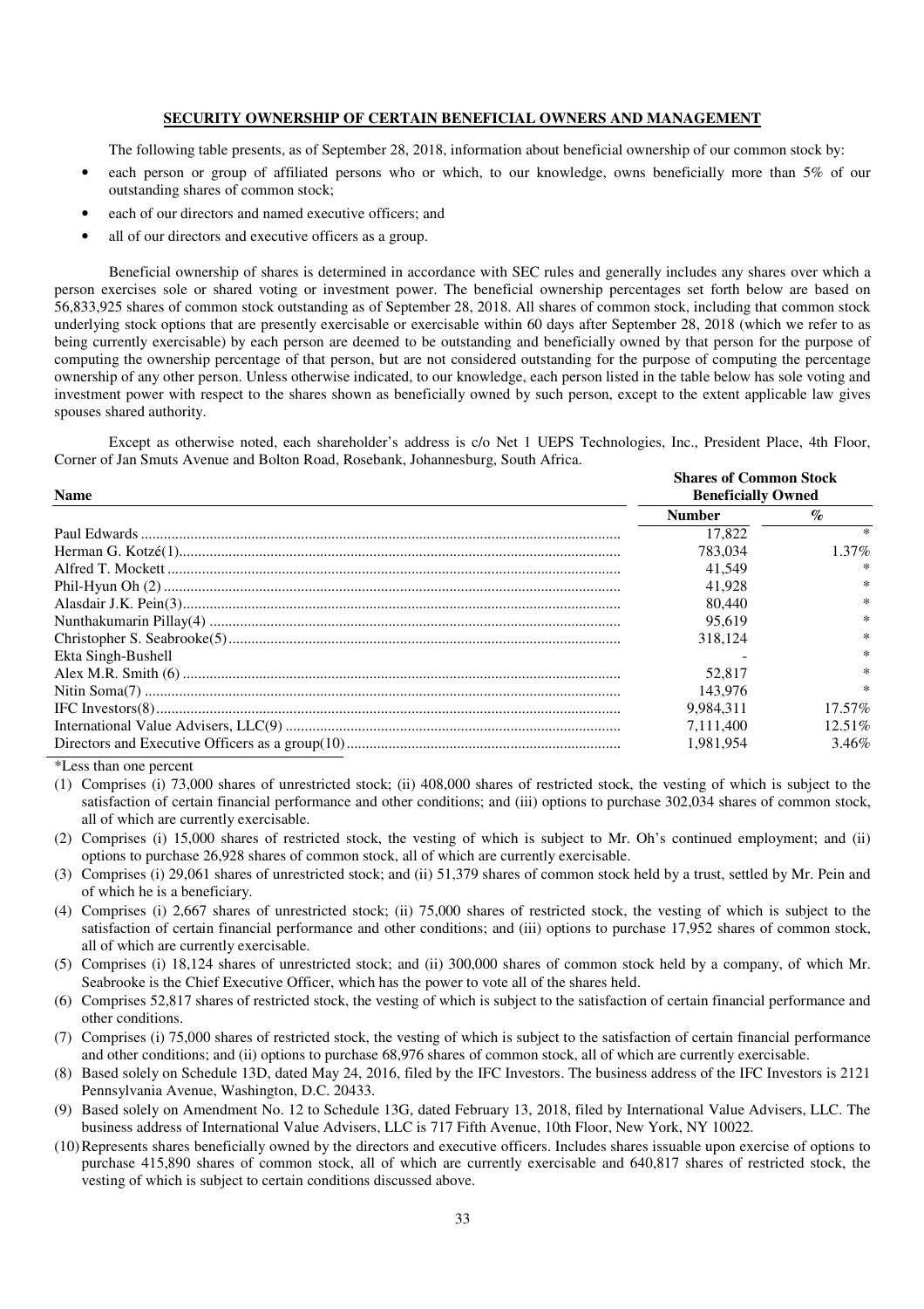## SECURITY OWNERSHIP OF CERTAIN BENEFICIAL OWNERS AND MANAGEMENT

The following table presents, as of September 28, 2018, information about beneficial ownership of our common stock by:

- each person or group of affiliated persons who or which, to our knowledge, owns beneficially more than 5% of our outstanding shares of common stock;
- each of our directors and named executive officers; and
- all of our directors and executive officers as a group.

Beneficial ownership of shares is determined in accordance with SEC rules and generally includes any shares over which a person exercises sole or shared voting or investment power. The beneficial ownership percentages set forth below are based on 56,833,925 shares of common stock outstanding as of September 28, 2018. All shares of common stock, including that common stock underlying stock options that are presently exercisable or exercisable within 60 days after September 28, 2018 (which we refer to as being currently exercisable) by each person are deemed to be outstanding and beneficially owned by that person for the purpose of computing the ownership percentage of that person, but are not considered outstanding for the purpose of computing the percentage ownership of any other person. Unless otherwise indicated, to our knowledge, each person listed in the table below has sole voting and investment power with respect to the shares shown as beneficially owned by such person, except to the extent applicable law gives spouses shared authority.

Except as otherwise noted, each shareholder's address is c/o Net 1 UEPS Technologies, Inc., President Place, 4th Floor, Corner of Jan Smuts Avenue and Bolton Road, Rosebank, Johannesburg, South Africa.

| Name | Shares of Common Stock Beneficially Owned | |
|---|---|---|
| | **Number** | **%** |
| Paul Edwards | 17,822 | * |
| Herman G. Kotzé(1) | 783,034 | 1.37% |
| Alfred T. Mockett | 41,549 | * |
| Phil-Hyun Oh (2) | 41,928 | * |
| Alasdair J.K. Pein(3) | 80,440 | * |
| Nunthakumarin Pillay(4) | 95,619 | * |
| Christopher S. Seabrooke(5) | 318,124 | * |
| Ekta Singh-Bushell | - | * |
| Alex M.R. Smith (6) | 52,817 | * |
| Nitin Soma(7) | 143,976 | * |
| IFC Investors(8) | 9,984,311 | 17.57% |
| International Value Advisers, LLC(9) | 7,111,400 | 12.51% |
| Directors and Executive Officers as a group(10) | 1,981,954 | 3.46% |

*Less than one percent

(1) Comprises (i) 73,000 shares of unrestricted stock; (ii) 408,000 shares of restricted stock, the vesting of which is subject to the satisfaction of certain financial performance and other conditions; and (iii) options to purchase 302,034 shares of common stock, all of which are currently exercisable.

(2) Comprises (i) 15,000 shares of restricted stock, the vesting of which is subject to Mr. Oh's continued employment; and (ii) options to purchase 26,928 shares of common stock, all of which are currently exercisable.

(3) Comprises (i) 29,061 shares of unrestricted stock; and (ii) 51,379 shares of common stock held by a trust, settled by Mr. Pein and of which he is a beneficiary.

(4) Comprises (i) 2,667 shares of unrestricted stock; (ii) 75,000 shares of restricted stock, the vesting of which is subject to the satisfaction of certain financial performance and other conditions; and (iii) options to purchase 17,952 shares of common stock, all of which are currently exercisable.

(5) Comprises (i) 18,124 shares of unrestricted stock; and (ii) 300,000 shares of common stock held by a company, of which Mr. Seabrooke is the Chief Executive Officer, which has the power to vote all of the shares held.

(6) Comprises 52,817 shares of restricted stock, the vesting of which is subject to the satisfaction of certain financial performance and other conditions.

(7) Comprises (i) 75,000 shares of restricted stock, the vesting of which is subject to the satisfaction of certain financial performance and other conditions; and (ii) options to purchase 68,976 shares of common stock, all of which are currently exercisable.

(8) Based solely on Schedule 13D, dated May 24, 2016, filed by the IFC Investors. The business address of the IFC Investors is 2121 Pennsylvania Avenue, Washington, D.C. 20433.

(9) Based solely on Amendment No. 12 to Schedule 13G, dated February 13, 2018, filed by International Value Advisers, LLC. The business address of International Value Advisers, LLC is 717 Fifth Avenue, 10th Floor, New York, NY 10022.

(10) Represents shares beneficially owned by the directors and executive officers. Includes shares issuable upon exercise of options to purchase 415,890 shares of common stock, all of which are currently exercisable and 640,817 shares of restricted stock, the vesting of which is subject to certain conditions discussed above.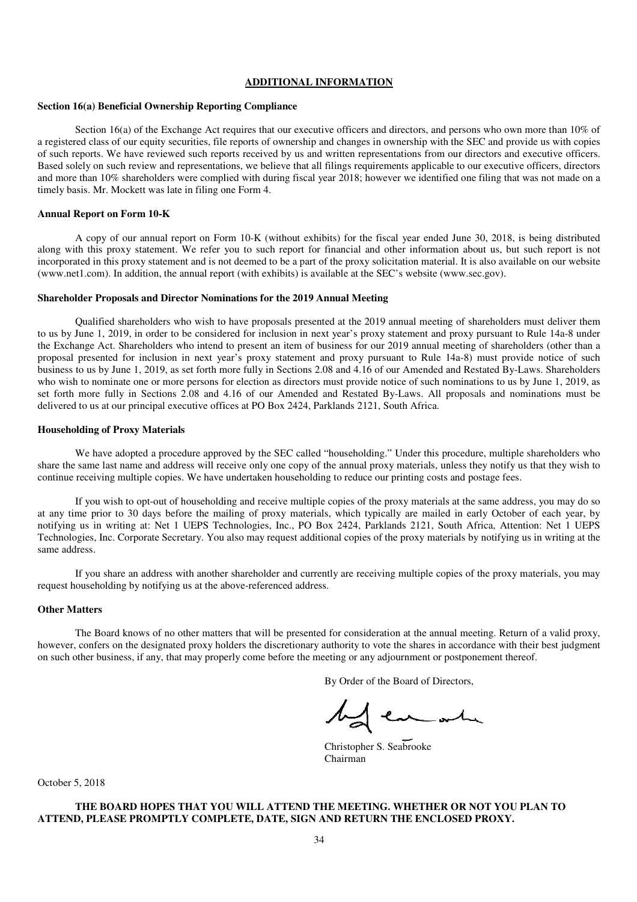## ADDITIONAL INFORMATION

### Section 16(a) Beneficial Ownership Reporting Compliance

Section 16(a) of the Exchange Act requires that our executive officers and directors, and persons who own more than 10% of a registered class of our equity securities, file reports of ownership and changes in ownership with the SEC and provide us with copies of such reports. We have reviewed such reports received by us and written representations from our directors and executive officers. Based solely on such review and representations, we believe that all filings requirements applicable to our executive officers, directors and more than 10% shareholders were complied with during fiscal year 2018; however we identified one filing that was not made on a timely basis. Mr. Mockett was late in filing one Form 4.

### Annual Report on Form 10-K

A copy of our annual report on Form 10-K (without exhibits) for the fiscal year ended June 30, 2018, is being distributed along with this proxy statement. We refer you to such report for financial and other information about us, but such report is not incorporated in this proxy statement and is not deemed to be a part of the proxy solicitation material. It is also available on our website (www.net1.com). In addition, the annual report (with exhibits) is available at the SEC's website (www.sec.gov).

### Shareholder Proposals and Director Nominations for the 2019 Annual Meeting

Qualified shareholders who wish to have proposals presented at the 2019 annual meeting of shareholders must deliver them to us by June 1, 2019, in order to be considered for inclusion in next year's proxy statement and proxy pursuant to Rule 14a-8 under the Exchange Act. Shareholders who intend to present an item of business for our 2019 annual meeting of shareholders (other than a proposal presented for inclusion in next year's proxy statement and proxy pursuant to Rule 14a-8) must provide notice of such business to us by June 1, 2019, as set forth more fully in Sections 2.08 and 4.16 of our Amended and Restated By-Laws. Shareholders who wish to nominate one or more persons for election as directors must provide notice of such nominations to us by June 1, 2019, as set forth more fully in Sections 2.08 and 4.16 of our Amended and Restated By-Laws. All proposals and nominations must be delivered to us at our principal executive offices at PO Box 2424, Parklands 2121, South Africa.

### Householding of Proxy Materials

We have adopted a procedure approved by the SEC called "householding." Under this procedure, multiple shareholders who share the same last name and address will receive only one copy of the annual proxy materials, unless they notify us that they wish to continue receiving multiple copies. We have undertaken householding to reduce our printing costs and postage fees.

If you wish to opt-out of householding and receive multiple copies of the proxy materials at the same address, you may do so at any time prior to 30 days before the mailing of proxy materials, which typically are mailed in early October of each year, by notifying us in writing at: Net 1 UEPS Technologies, Inc., PO Box 2424, Parklands 2121, South Africa, Attention: Net 1 UEPS Technologies, Inc. Corporate Secretary. You also may request additional copies of the proxy materials by notifying us in writing at the same address.

If you share an address with another shareholder and currently are receiving multiple copies of the proxy materials, you may request householding by notifying us at the above-referenced address.

### Other Matters

The Board knows of no other matters that will be presented for consideration at the annual meeting. Return of a valid proxy, however, confers on the designated proxy holders the discretionary authority to vote the shares in accordance with their best judgment on such other business, if any, that may properly come before the meeting or any adjournment or postponement thereof.

By Order of the Board of Directors,

Christopher S. Seabrooke
Chairman

October 5, 2018

**THE BOARD HOPES THAT YOU WILL ATTEND THE MEETING. WHETHER OR NOT YOU PLAN TO ATTEND, PLEASE PROMPTLY COMPLETE, DATE, SIGN AND RETURN THE ENCLOSED PROXY.**